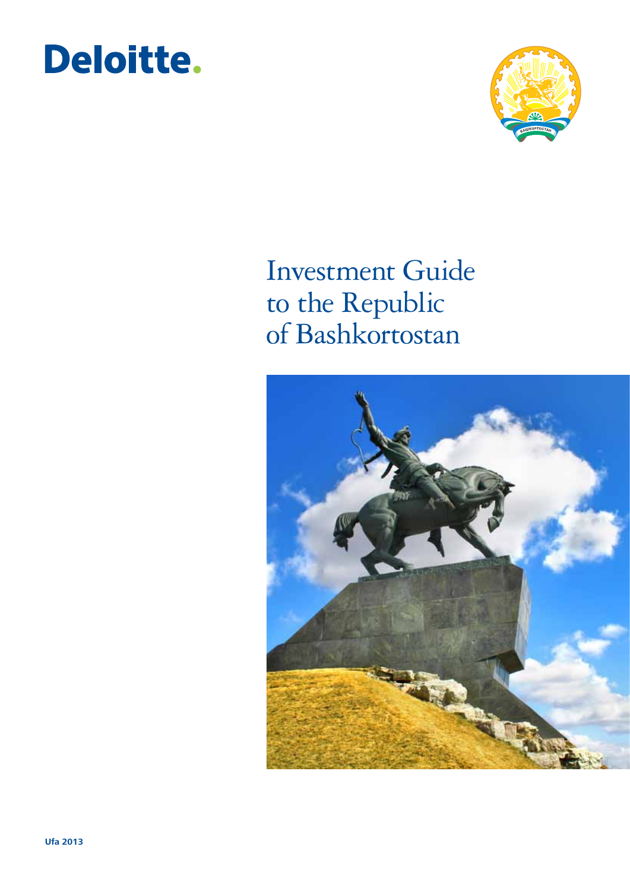Deloitte.

БАШКОРТОСТАН

# Investment Guide to the Republic of Bashkortostan

Ufa 2013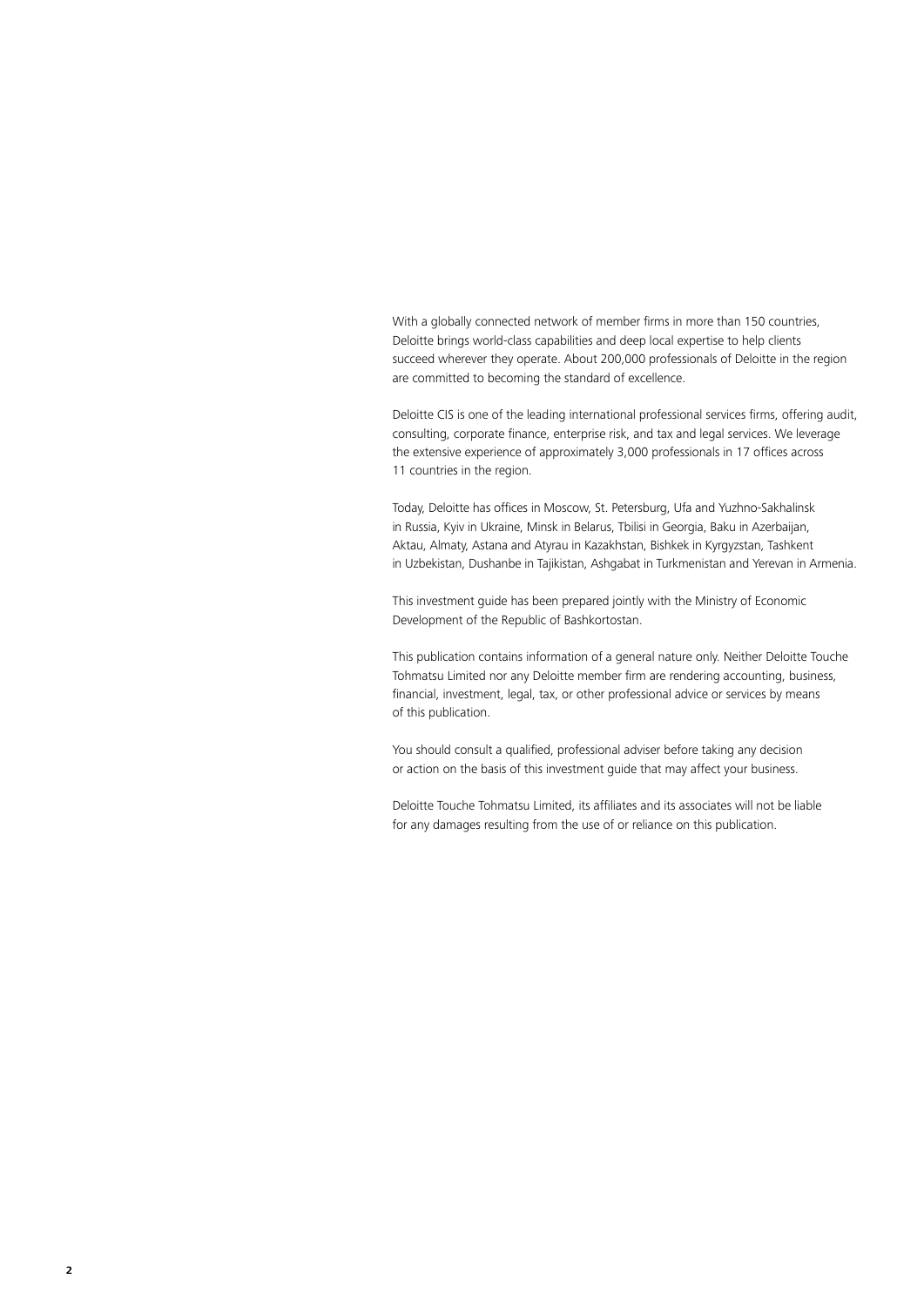With a globally connected network of member firms in more than 150 countries, Deloitte brings world-class capabilities and deep local expertise to help clients succeed wherever they operate. About 200,000 professionals of Deloitte in the region are committed to becoming the standard of excellence.

Deloitte CIS is one of the leading international professional services firms, offering audit, consulting, corporate finance, enterprise risk, and tax and legal services. We leverage the extensive experience of approximately 3,000 professionals in 17 offices across 11 countries in the region.

Today, Deloitte has offices in Moscow, St. Petersburg, Ufa and Yuzhno-Sakhalinsk in Russia, Kyiv in Ukraine, Minsk in Belarus, Tbilisi in Georgia, Baku in Azerbaijan, Aktau, Almaty, Astana and Atyrau in Kazakhstan, Bishkek in Kyrgyzstan, Tashkent in Uzbekistan, Dushanbe in Tajikistan, Ashgabat in Turkmenistan and Yerevan in Armenia.

This investment guide has been prepared jointly with the Ministry of Economic Development of the Republic of Bashkortostan.

This publication contains information of a general nature only. Neither Deloitte Touche Tohmatsu Limited nor any Deloitte member firm are rendering accounting, business, financial, investment, legal, tax, or other professional advice or services by means of this publication.

You should consult a qualified, professional adviser before taking any decision or action on the basis of this investment guide that may affect your business.

Deloitte Touche Tohmatsu Limited, its affiliates and its associates will not be liable for any damages resulting from the use of or reliance on this publication.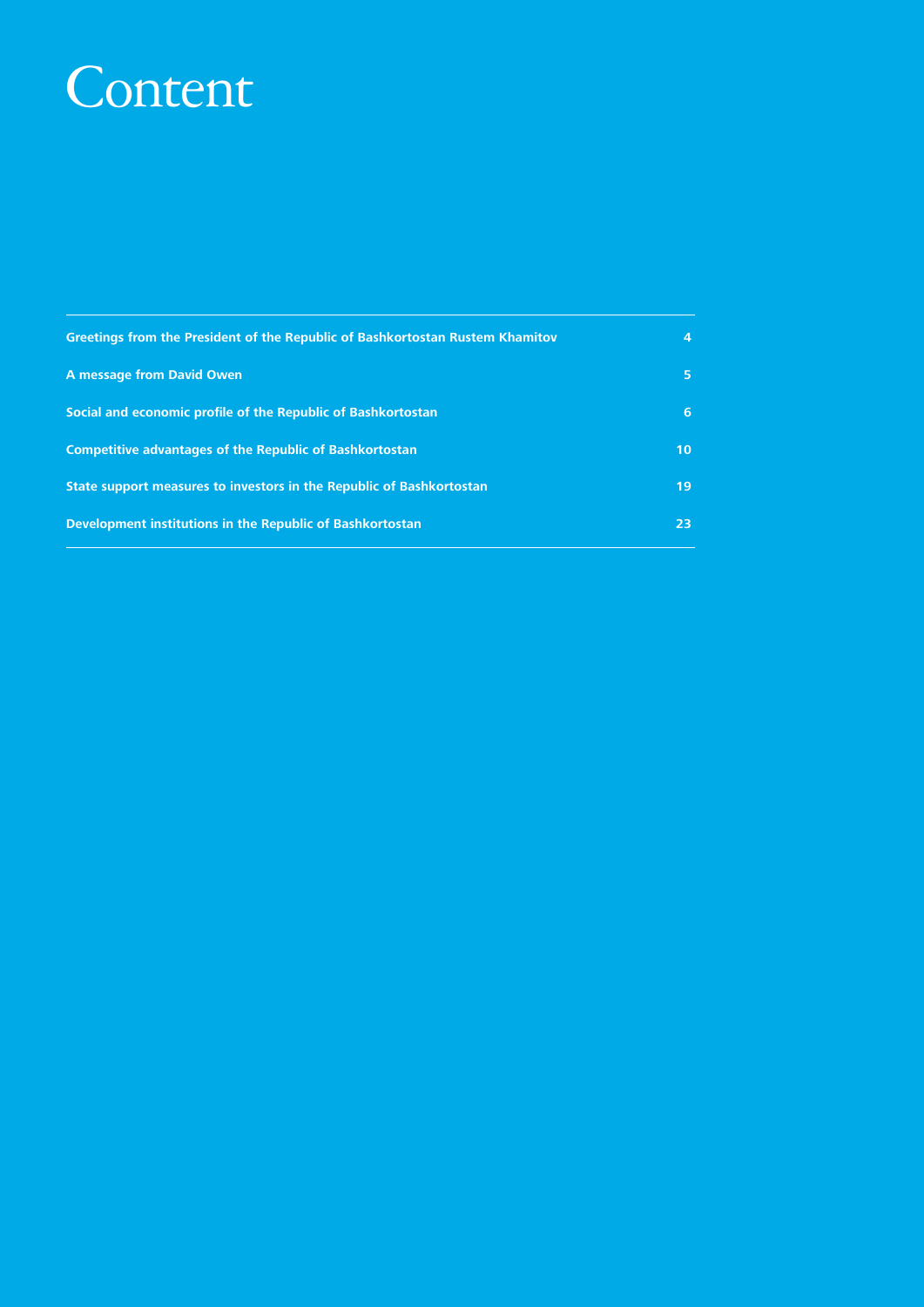# Content

| | |
|---|---|
| **Greetings from the President of the Republic of Bashkortostan Rustem Khamitov** | **4** |
| **A message from David Owen** | **5** |
| **Social and economic profile of the Republic of Bashkortostan** | **6** |
| **Competitive advantages of the Republic of Bashkortostan** | **10** |
| **State support measures to investors in the Republic of Bashkortostan** | **19** |
| **Development institutions in the Republic of Bashkortostan** | **23** |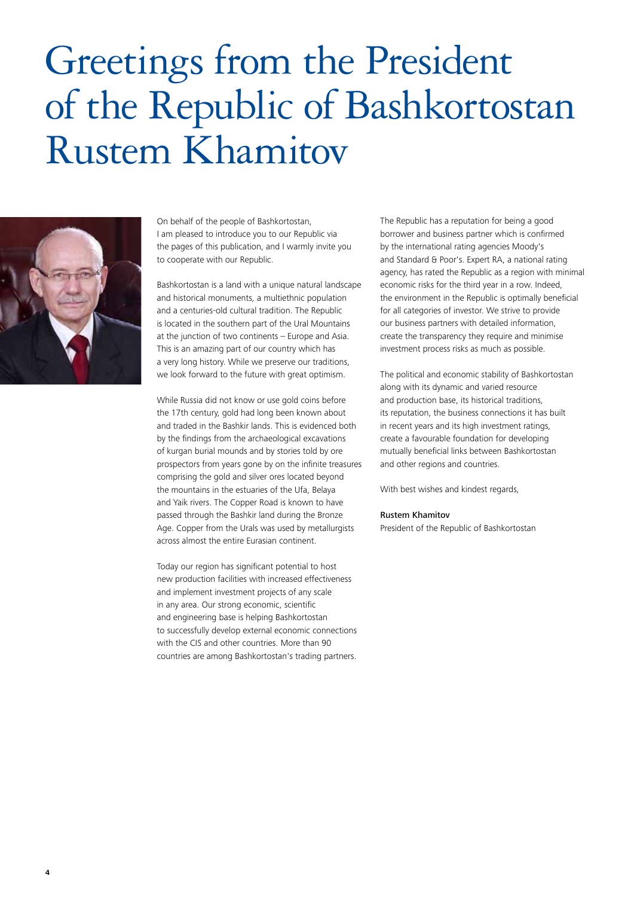# Greetings from the President of the Republic of Bashkortostan Rustem Khamitov

On behalf of the people of Bashkortostan, I am pleased to introduce you to our Republic via the pages of this publication, and I warmly invite you to cooperate with our Republic.

Bashkortostan is a land with a unique natural landscape and historical monuments, a multiethnic population and a centuries-old cultural tradition. The Republic is located in the southern part of the Ural Mountains at the junction of two continents – Europe and Asia. This is an amazing part of our country which has a very long history. While we preserve our traditions, we look forward to the future with great optimism.

While Russia did not know or use gold coins before the 17th century, gold had long been known about and traded in the Bashkir lands. This is evidenced both by the findings from the archaeological excavations of kurgan burial mounds and by stories told by ore prospectors from years gone by on the infinite treasures comprising the gold and silver ores located beyond the mountains in the estuaries of the Ufa, Belaya and Yaik rivers. The Copper Road is known to have passed through the Bashkir land during the Bronze Age. Copper from the Urals was used by metallurgists across almost the entire Eurasian continent.

Today our region has significant potential to host new production facilities with increased effectiveness and implement investment projects of any scale in any area. Our strong economic, scientific and engineering base is helping Bashkortostan to successfully develop external economic connections with the CIS and other countries. More than 90 countries are among Bashkortostan's trading partners.

The Republic has a reputation for being a good borrower and business partner which is confirmed by the international rating agencies Moody's and Standard & Poor's. Expert RA, a national rating agency, has rated the Republic as a region with minimal economic risks for the third year in a row. Indeed, the environment in the Republic is optimally beneficial for all categories of investor. We strive to provide our business partners with detailed information, create the transparency they require and minimise investment process risks as much as possible.

The political and economic stability of Bashkortostan along with its dynamic and varied resource and production base, its historical traditions, its reputation, the business connections it has built in recent years and its high investment ratings, create a favourable foundation for developing mutually beneficial links between Bashkortostan and other regions and countries.

With best wishes and kindest regards,

**Rustem Khamitov**
President of the Republic of Bashkortostan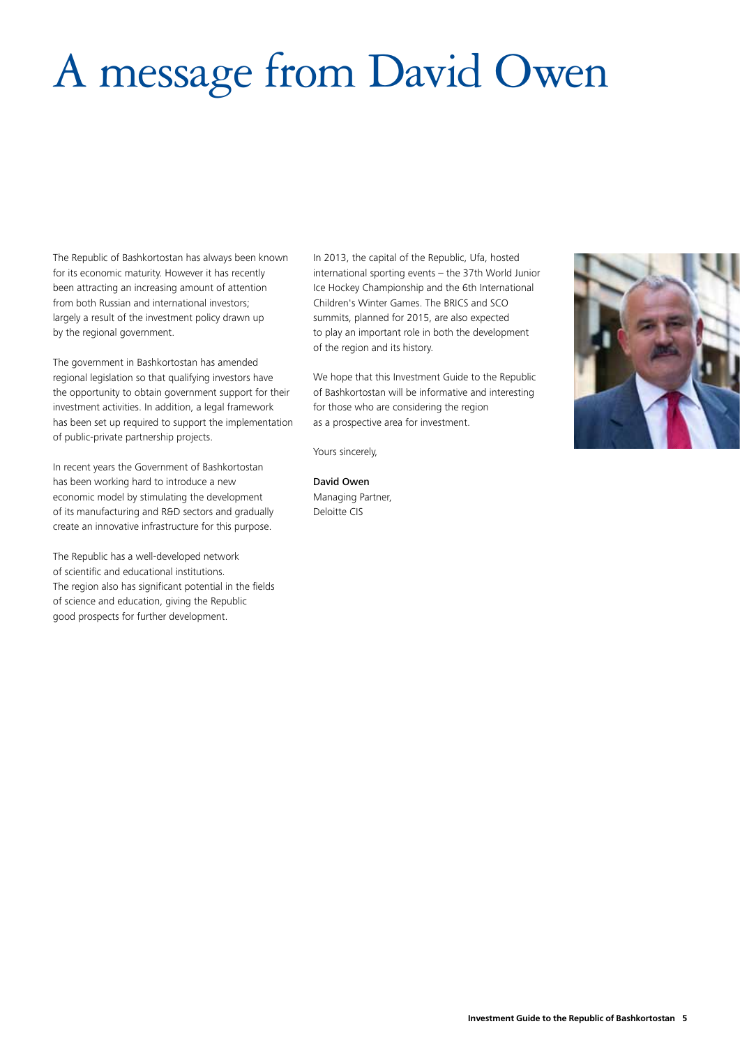# A message from David Owen

The Republic of Bashkortostan has always been known for its economic maturity. However it has recently been attracting an increasing amount of attention from both Russian and international investors; largely a result of the investment policy drawn up by the regional government.

The government in Bashkortostan has amended regional legislation so that qualifying investors have the opportunity to obtain government support for their investment activities. In addition, a legal framework has been set up required to support the implementation of public-private partnership projects.

In recent years the Government of Bashkortostan has been working hard to introduce a new economic model by stimulating the development of its manufacturing and R&D sectors and gradually create an innovative infrastructure for this purpose.

The Republic has a well-developed network of scientific and educational institutions. The region also has significant potential in the fields of science and education, giving the Republic good prospects for further development.

In 2013, the capital of the Republic, Ufa, hosted international sporting events – the 37th World Junior Ice Hockey Championship and the 6th International Children's Winter Games. The BRICS and SCO summits, planned for 2015, are also expected to play an important role in both the development of the region and its history.

We hope that this Investment Guide to the Republic of Bashkortostan will be informative and interesting for those who are considering the region as a prospective area for investment.

Yours sincerely,

David Owen
Managing Partner,
Deloitte CIS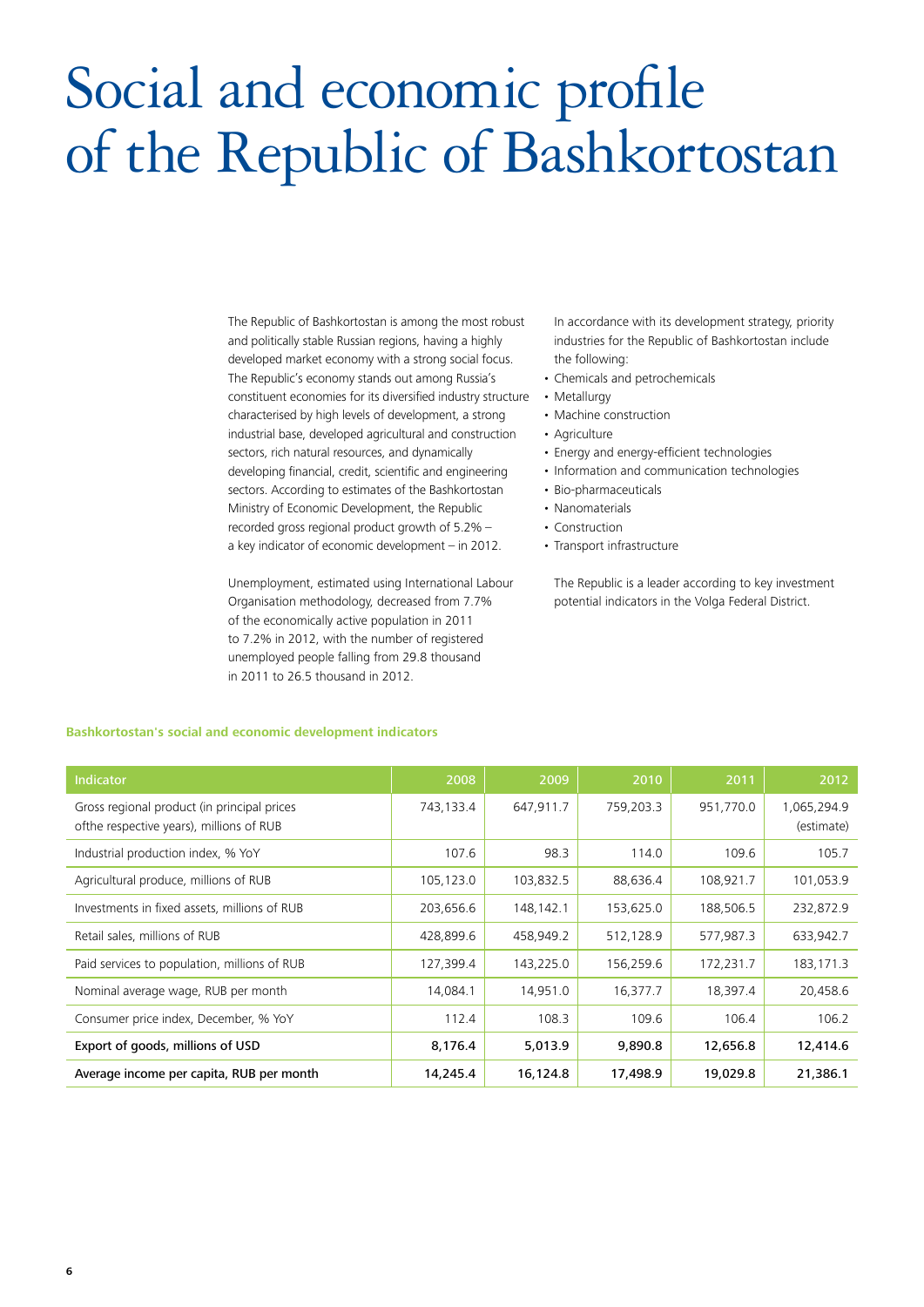# Social and economic profile of the Republic of Bashkortostan

The Republic of Bashkortostan is among the most robust and politically stable Russian regions, having a highly developed market economy with a strong social focus. The Republic's economy stands out among Russia's constituent economies for its diversified industry structure characterised by high levels of development, a strong industrial base, developed agricultural and construction sectors, rich natural resources, and dynamically developing financial, credit, scientific and engineering sectors. According to estimates of the Bashkortostan Ministry of Economic Development, the Republic recorded gross regional product growth of 5.2% – a key indicator of economic development – in 2012.

Unemployment, estimated using International Labour Organisation methodology, decreased from 7.7% of the economically active population in 2011 to 7.2% in 2012, with the number of registered unemployed people falling from 29.8 thousand in 2011 to 26.5 thousand in 2012.

In accordance with its development strategy, priority industries for the Republic of Bashkortostan include the following:

- Chemicals and petrochemicals
- Metallurgy
- Machine construction
- Agriculture
- Energy and energy-efficient technologies
- Information and communication technologies
- Bio-pharmaceuticals
- Nanomaterials
- Construction
- Transport infrastructure

The Republic is a leader according to key investment potential indicators in the Volga Federal District.

**Bashkortostan's social and economic development indicators**

| Indicator | 2008 | 2009 | 2010 | 2011 | 2012 |
|---|---|---|---|---|---|
| Gross regional product (in principal prices ofthe respective years), millions of RUB | 743,133.4 | 647,911.7 | 759,203.3 | 951,770.0 | 1,065,294.9 (estimate) |
| Industrial production index, % YoY | 107.6 | 98.3 | 114.0 | 109.6 | 105.7 |
| Agricultural produce, millions of RUB | 105,123.0 | 103,832.5 | 88,636.4 | 108,921.7 | 101,053.9 |
| Investments in fixed assets, millions of RUB | 203,656.6 | 148,142.1 | 153,625.0 | 188,506.5 | 232,872.9 |
| Retail sales, millions of RUB | 428,899.6 | 458,949.2 | 512,128.9 | 577,987.3 | 633,942.7 |
| Paid services to population, millions of RUB | 127,399.4 | 143,225.0 | 156,259.6 | 172,231.7 | 183,171.3 |
| Nominal average wage, RUB per month | 14,084.1 | 14,951.0 | 16,377.7 | 18,397.4 | 20,458.6 |
| Consumer price index, December, % YoY | 112.4 | 108.3 | 109.6 | 106.4 | 106.2 |
| **Export of goods, millions of USD** | **8,176.4** | **5,013.9** | **9,890.8** | **12,656.8** | **12,414.6** |
| **Average income per capita, RUB per month** | **14,245.4** | **16,124.8** | **17,498.9** | **19,029.8** | **21,386.1** |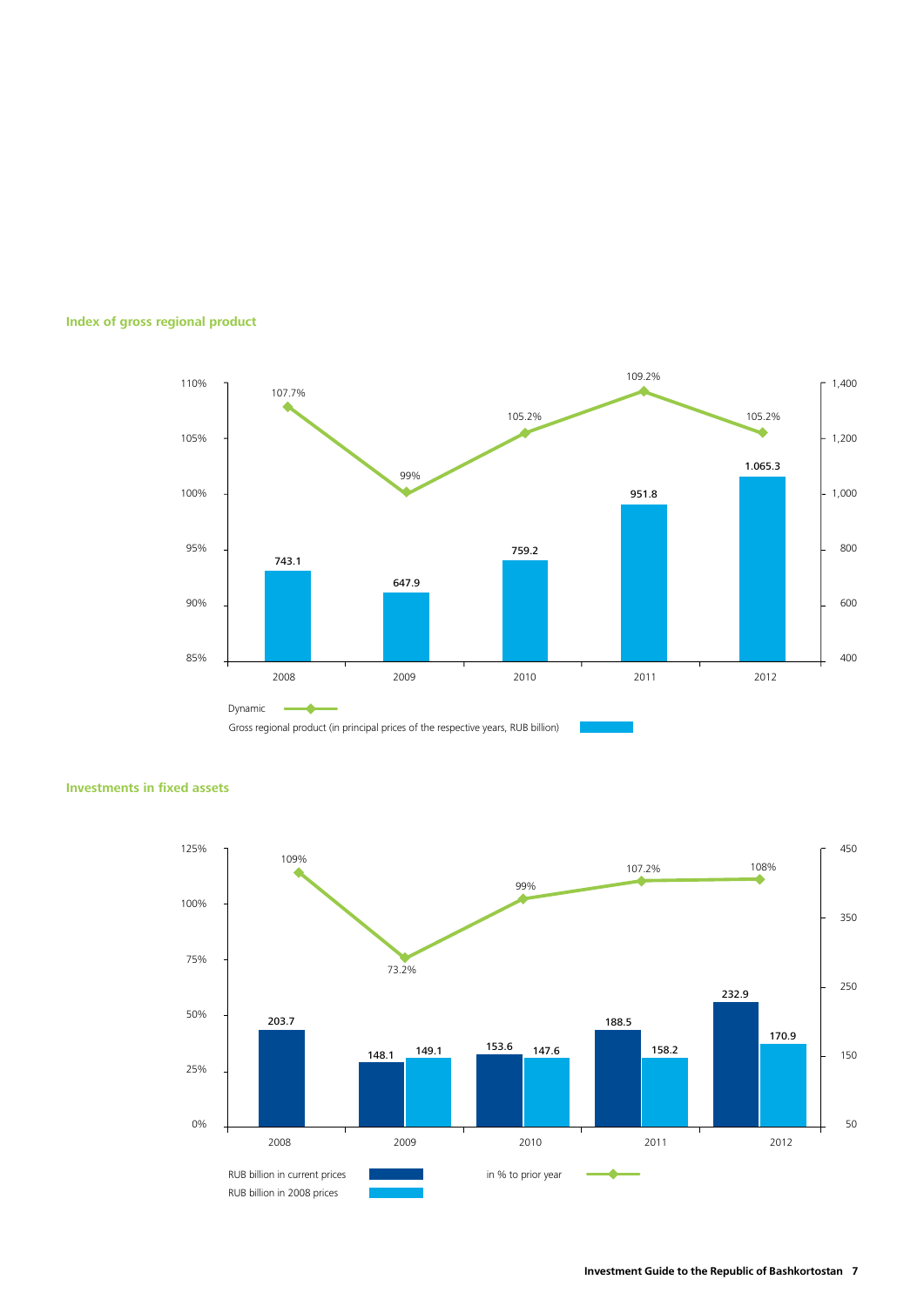### Index of gross regional product

| Year | Gross regional product (in principal prices of the respective years, RUB billion) | Dynamic |
|---|---|---|
| 2008 | 743.1 | 107.7% |
| 2009 | 647.9 | 99% |
| 2010 | 759.2 | 105.2% |
| 2011 | 951.8 | 109.2% |
| 2012 | 1.065.3 | 105.2% |

### Investments in fixed assets

| Year | RUB billion in current prices | RUB billion in 2008 prices | in % to prior year |
|---|---|---|---|
| 2008 | 203.7 | | 109% |
| 2009 | 148.1 | 149.1 | 73.2% |
| 2010 | 153.6 | 147.6 | 99% |
| 2011 | 188.5 | 158.2 | 107.2% |
| 2012 | 232.9 | 170.9 | 108% |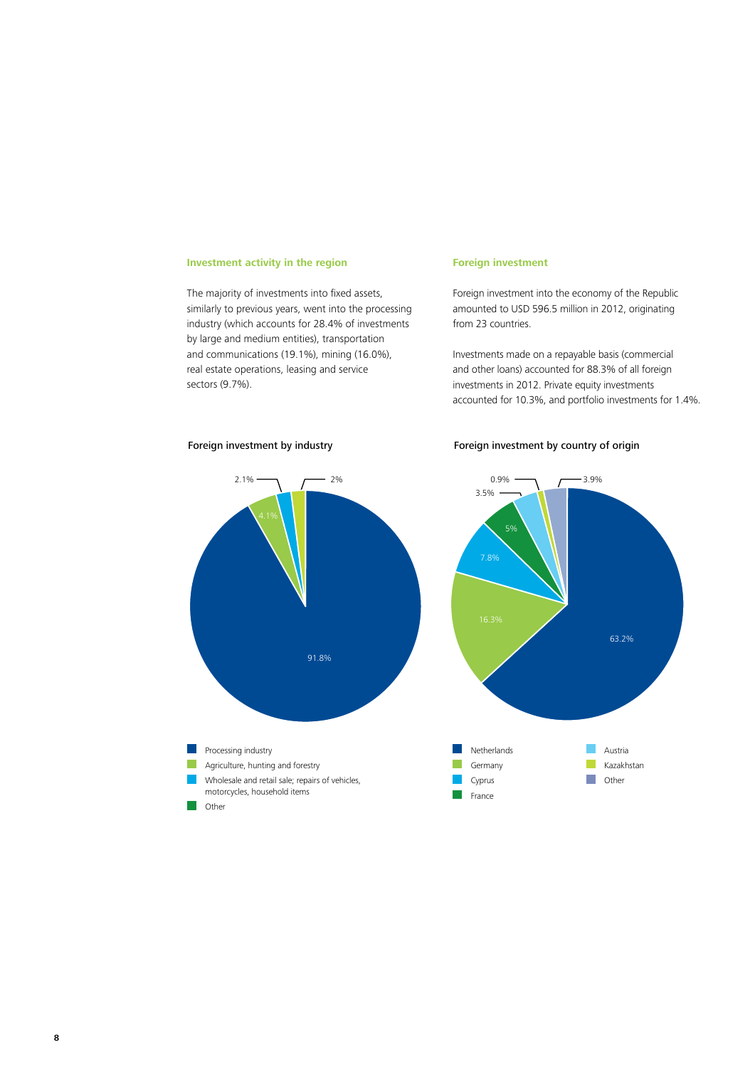### Investment activity in the region

The majority of investments into fixed assets, similarly to previous years, went into the processing industry (which accounts for 28.4% of investments by large and medium entities), transportation and communications (19.1%), mining (16.0%), real estate operations, leasing and service sectors (9.7%).

### Foreign investment

Foreign investment into the economy of the Republic amounted to USD 596.5 million in 2012, originating from 23 countries.

Investments made on a repayable basis (commercial and other loans) accounted for 88.3% of all foreign investments in 2012. Private equity investments accounted for 10.3%, and portfolio investments for 1.4%.

Foreign investment by industry

| Industry | Share |
| --- | --- |
| Processing industry | 91.8% |
| Agriculture, hunting and forestry | 4.1% |
| Wholesale and retail sale; repairs of vehicles, motorcycles, household items | 2.1% |
| Other | 2% |

Foreign investment by country of origin

| Country | Share |
| --- | --- |
| Netherlands | 63.2% |
| Germany | 16.3% |
| Cyprus | 7.8% |
| France | 5% |
| Austria | 3.5% |
| Kazakhstan | 0.9% |
| Other | 3.9% |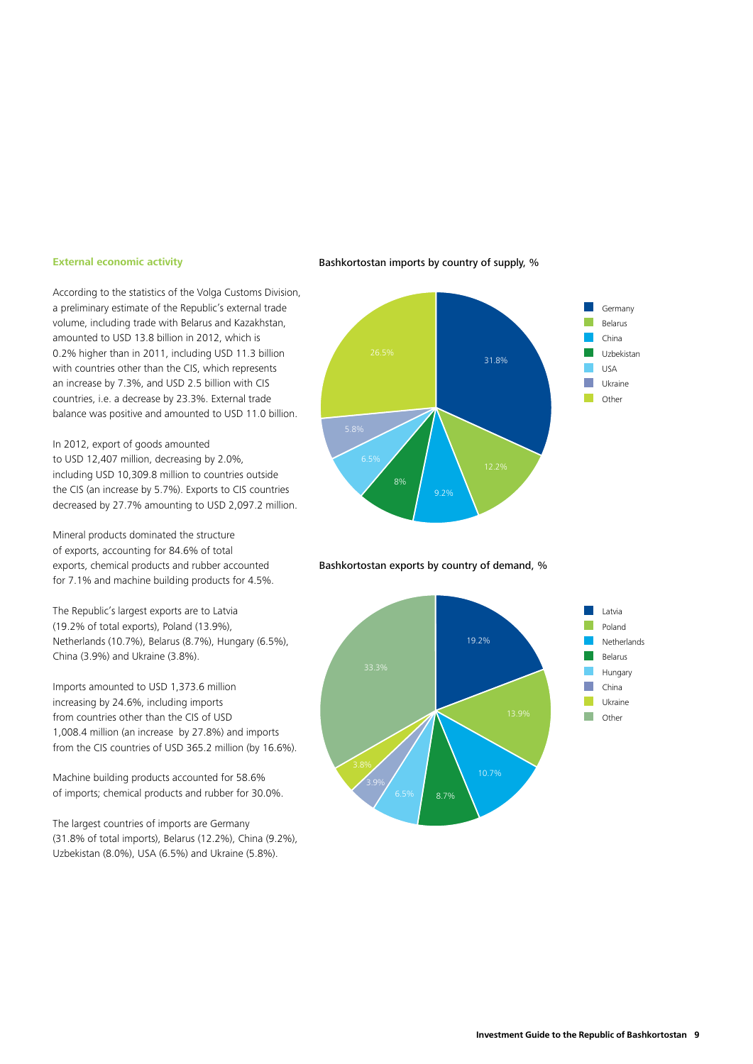### External economic activity

According to the statistics of the Volga Customs Division, a preliminary estimate of the Republic's external trade volume, including trade with Belarus and Kazakhstan, amounted to USD 13.8 billion in 2012, which is 0.2% higher than in 2011, including USD 11.3 billion with countries other than the CIS, which represents an increase by 7.3%, and USD 2.5 billion with CIS countries, i.e. a decrease by 23.3%. External trade balance was positive and amounted to USD 11.0 billion.

In 2012, export of goods amounted to USD 12,407 million, decreasing by 2.0%, including USD 10,309.8 million to countries outside the CIS (an increase by 5.7%). Exports to CIS countries decreased by 27.7% amounting to USD 2,097.2 million.

Mineral products dominated the structure of exports, accounting for 84.6% of total exports, chemical products and rubber accounted for 7.1% and machine building products for 4.5%.

The Republic's largest exports are to Latvia (19.2% of total exports), Poland (13.9%), Netherlands (10.7%), Belarus (8.7%), Hungary (6.5%), China (3.9%) and Ukraine (3.8%).

Imports amounted to USD 1,373.6 million increasing by 24.6%, including imports from countries other than the CIS of USD 1,008.4 million (an increase by 27.8%) and imports from the CIS countries of USD 365.2 million (by 16.6%).

Machine building products accounted for 58.6% of imports; chemical products and rubber for 30.0%.

The largest countries of imports are Germany (31.8% of total imports), Belarus (12.2%), China (9.2%), Uzbekistan (8.0%), USA (6.5%) and Ukraine (5.8%).

Bashkortostan imports by country of supply, %

| Country | % |
|---|---|
| Germany | 31.8% |
| Belarus | 12.2% |
| China | 9.2% |
| Uzbekistan | 8% |
| USA | 6.5% |
| Ukraine | 5.8% |
| Other | 26.5% |

Bashkortostan exports by country of demand, %

| Country | % |
|---|---|
| Latvia | 19.2% |
| Poland | 13.9% |
| Netherlands | 10.7% |
| Belarus | 8.7% |
| Hungary | 6.5% |
| China | 3.9% |
| Ukraine | 3.8% |
| Other | 33.3% |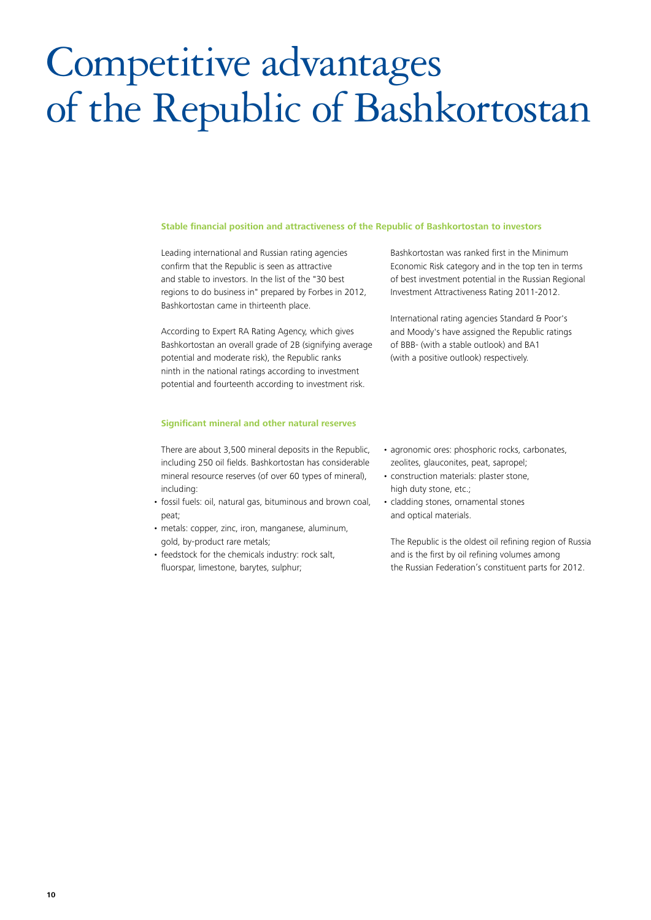# Competitive advantages of the Republic of Bashkortostan

### Stable financial position and attractiveness of the Republic of Bashkortostan to investors

Leading international and Russian rating agencies confirm that the Republic is seen as attractive and stable to investors. In the list of the "30 best regions to do business in" prepared by Forbes in 2012, Bashkortostan came in thirteenth place.

According to Expert RA Rating Agency, which gives Bashkortostan an overall grade of 2B (signifying average potential and moderate risk), the Republic ranks ninth in the national ratings according to investment potential and fourteenth according to investment risk.

Bashkortostan was ranked first in the Minimum Economic Risk category and in the top ten in terms of best investment potential in the Russian Regional Investment Attractiveness Rating 2011-2012.

International rating agencies Standard & Poor's and Moody's have assigned the Republic ratings of BBB- (with a stable outlook) and BA1 (with a positive outlook) respectively.

### Significant mineral and other natural reserves

There are about 3,500 mineral deposits in the Republic, including 250 oil fields. Bashkortostan has considerable mineral resource reserves (of over 60 types of mineral), including:

- fossil fuels: oil, natural gas, bituminous and brown coal, peat;
- metals: copper, zinc, iron, manganese, aluminum, gold, by-product rare metals;
- feedstock for the chemicals industry: rock salt, fluorspar, limestone, barytes, sulphur;
- agronomic ores: phosphoric rocks, carbonates, zeolites, glauconites, peat, sapropel;
- construction materials: plaster stone, high duty stone, etc.;
- cladding stones, ornamental stones and optical materials.

The Republic is the oldest oil refining region of Russia and is the first by oil refining volumes among the Russian Federation's constituent parts for 2012.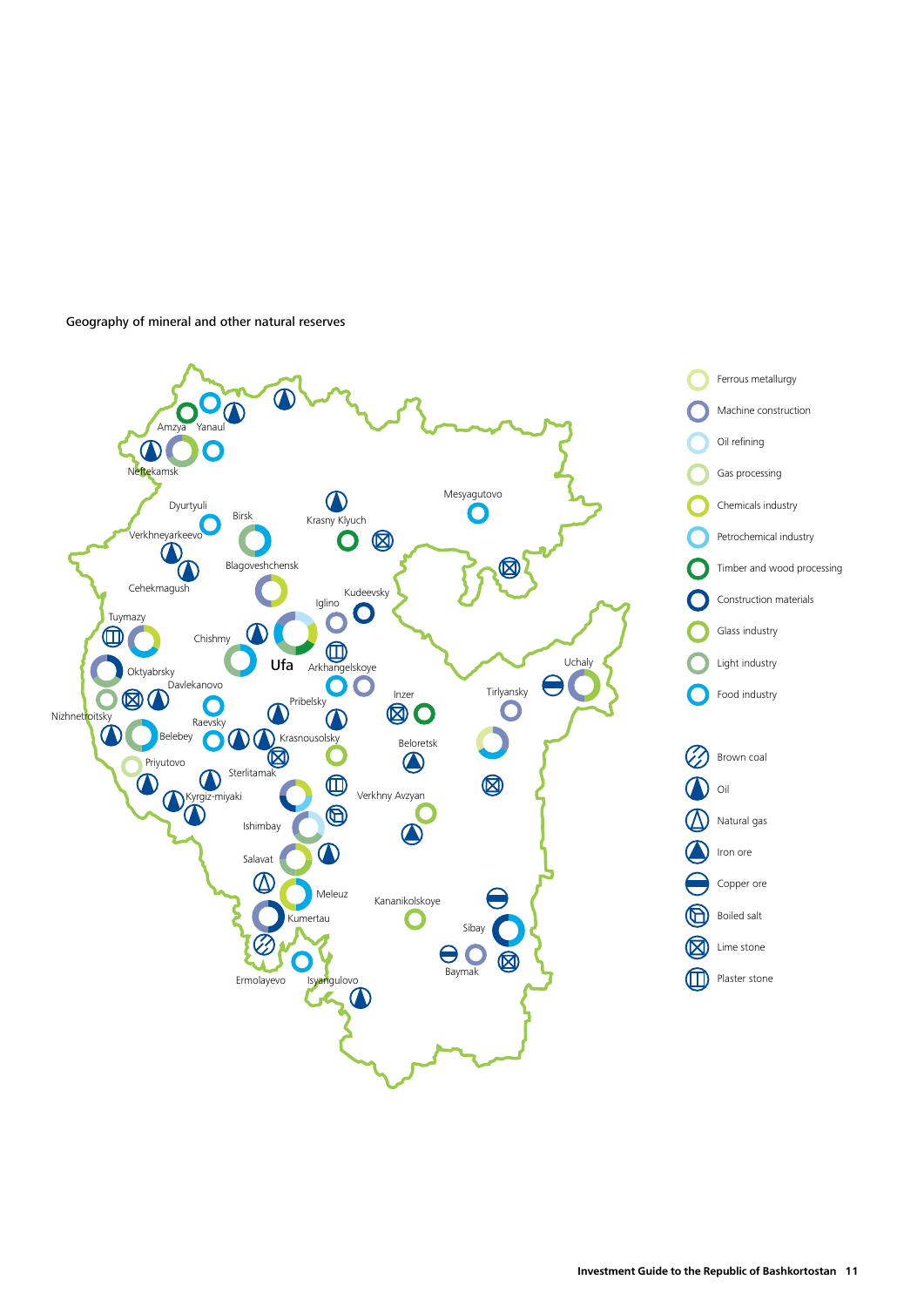Geography of mineral and other natural reserves

Amzya
Yanaul
Neftekamsk
Dyurtyuli
Birsk
Krasny Klyuch
Mesyagutovo
Verkhneyarkeevo
Blagoveshchensk
Cehekmagush
Iglino
Kudeevsky
Tuymazy
Chishmy
Ufa
Arkhangelskoye
Oktyabrsky
Davlekanovo
Pribelsky
Inzer
Tirlyansky
Uchaly
Nizhnetroitsky
Raevsky
Belebey
Krasnousolsky
Beloretsk
Priyutovo
Sterlitamak
Kyrgiz-miyaki
Verkhny Avzyan
Ishimbay
Salavat
Meleuz
Kananikolskoye
Kumertau
Sibay
Baymak
Ermolayevo
Isyangulovo

- Ferrous metallurgy
- Machine construction
- Oil refining
- Gas processing
- Chemicals industry
- Petrochemical industry
- Timber and wood processing
- Construction materials
- Glass industry
- Light industry
- Food industry

- Brown coal
- Oil
- Natural gas
- Iron ore
- Copper ore
- Boiled salt
- Lime stone
- Plaster stone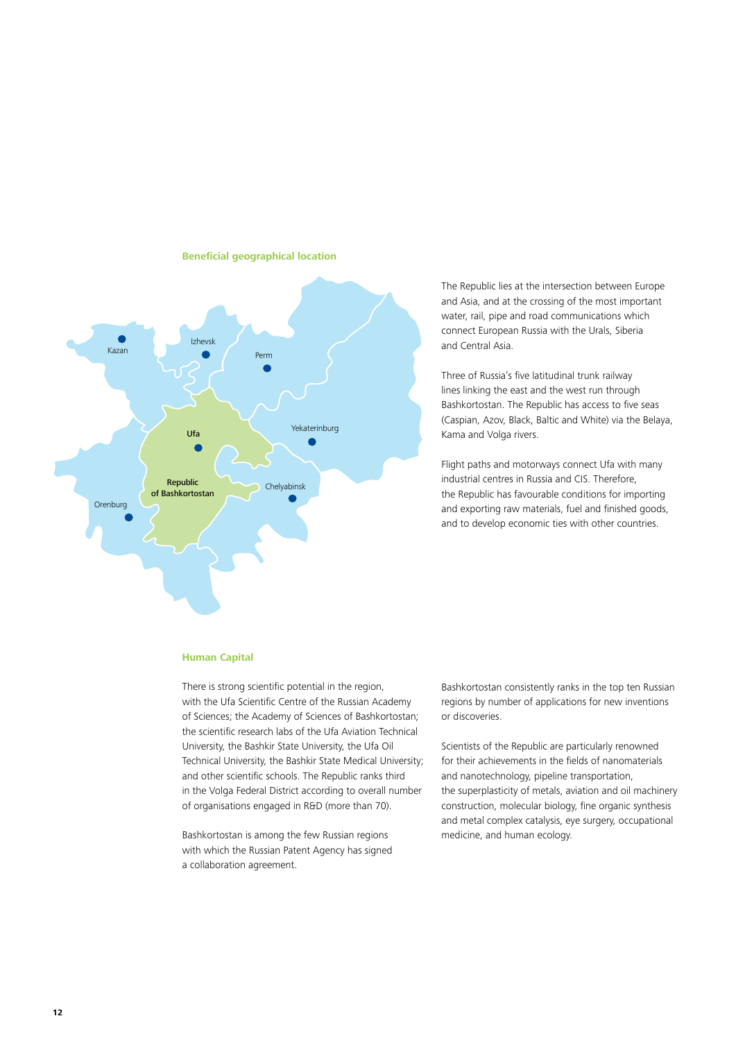## Beneficial geographical location

The Republic lies at the intersection between Europe and Asia, and at the crossing of the most important water, rail, pipe and road communications which connect European Russia with the Urals, Siberia and Central Asia.

Three of Russia's five latitudinal trunk railway lines linking the east and the west run through Bashkortostan. The Republic has access to five seas (Caspian, Azov, Black, Baltic and White) via the Belaya, Kama and Volga rivers.

Flight paths and motorways connect Ufa with many industrial centres in Russia and CIS. Therefore, the Republic has favourable conditions for importing and exporting raw materials, fuel and finished goods, and to develop economic ties with other countries.

## Human Capital

There is strong scientific potential in the region, with the Ufa Scientific Centre of the Russian Academy of Sciences; the Academy of Sciences of Bashkortostan; the scientific research labs of the Ufa Aviation Technical University, the Bashkir State University, the Ufa Oil Technical University, the Bashkir State Medical University; and other scientific schools. The Republic ranks third in the Volga Federal District according to overall number of organisations engaged in R&D (more than 70).

Bashkortostan is among the few Russian regions with which the Russian Patent Agency has signed a collaboration agreement.

Bashkortostan consistently ranks in the top ten Russian regions by number of applications for new inventions or discoveries.

Scientists of the Republic are particularly renowned for their achievements in the fields of nanomaterials and nanotechnology, pipeline transportation, the superplasticity of metals, aviation and oil machinery construction, molecular biology, fine organic synthesis and metal complex catalysis, eye surgery, occupational medicine, and human ecology.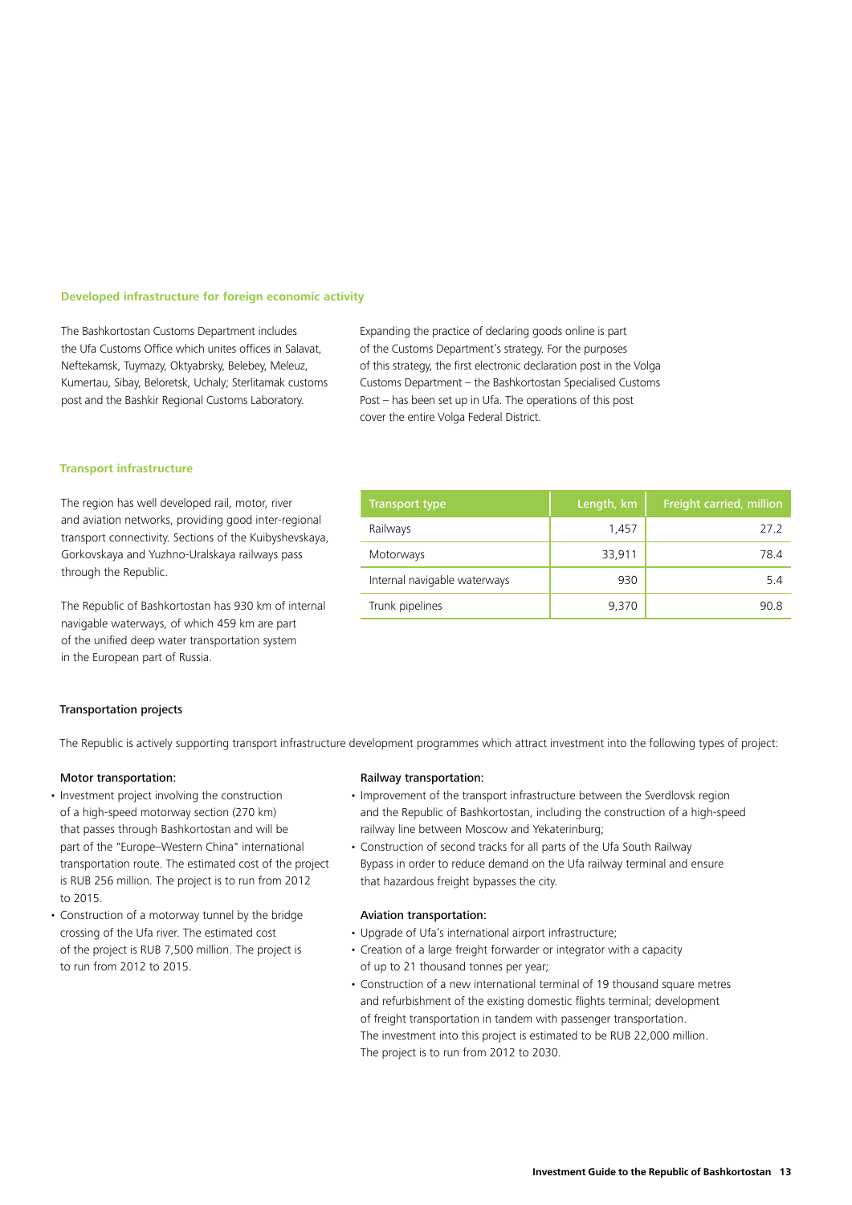### Developed infrastructure for foreign economic activity

The Bashkortostan Customs Department includes the Ufa Customs Office which unites offices in Salavat, Neftekamsk, Tuymazy, Oktyabrsky, Belebey, Meleuz, Kumertau, Sibay, Beloretsk, Uchaly; Sterlitamak customs post and the Bashkir Regional Customs Laboratory.

Expanding the practice of declaring goods online is part of the Customs Department's strategy. For the purposes of this strategy, the first electronic declaration post in the Volga Customs Department – the Bashkortostan Specialised Customs Post – has been set up in Ufa. The operations of this post cover the entire Volga Federal District.

### Transport infrastructure

The region has well developed rail, motor, river and aviation networks, providing good inter-regional transport connectivity. Sections of the Kuibyshevskaya, Gorkovskaya and Yuzhno-Uralskaya railways pass through the Republic.

The Republic of Bashkortostan has 930 km of internal navigable waterways, of which 459 km are part of the unified deep water transportation system in the European part of Russia.

| Transport type | Length, km | Freight carried, million |
|---|---|---|
| Railways | 1,457 | 27.2 |
| Motorways | 33,911 | 78.4 |
| Internal navigable waterways | 930 | 5.4 |
| Trunk pipelines | 9,370 | 90.8 |

#### Transportation projects

The Republic is actively supporting transport infrastructure development programmes which attract investment into the following types of project:

**Motor transportation:**

- Investment project involving the construction of a high-speed motorway section (270 km) that passes through Bashkortostan and will be part of the "Europe–Western China" international transportation route. The estimated cost of the project is RUB 256 million. The project is to run from 2012 to 2015.
- Construction of a motorway tunnel by the bridge crossing of the Ufa river. The estimated cost of the project is RUB 7,500 million. The project is to run from 2012 to 2015.

**Railway transportation:**

- Improvement of the transport infrastructure between the Sverdlovsk region and the Republic of Bashkortostan, including the construction of a high-speed railway line between Moscow and Yekaterinburg;
- Construction of second tracks for all parts of the Ufa South Railway Bypass in order to reduce demand on the Ufa railway terminal and ensure that hazardous freight bypasses the city.

**Aviation transportation:**

- Upgrade of Ufa's international airport infrastructure;
- Creation of a large freight forwarder or integrator with a capacity of up to 21 thousand tonnes per year;
- Construction of a new international terminal of 19 thousand square metres and refurbishment of the existing domestic flights terminal; development of freight transportation in tandem with passenger transportation. The investment into this project is estimated to be RUB 22,000 million. The project is to run from 2012 to 2030.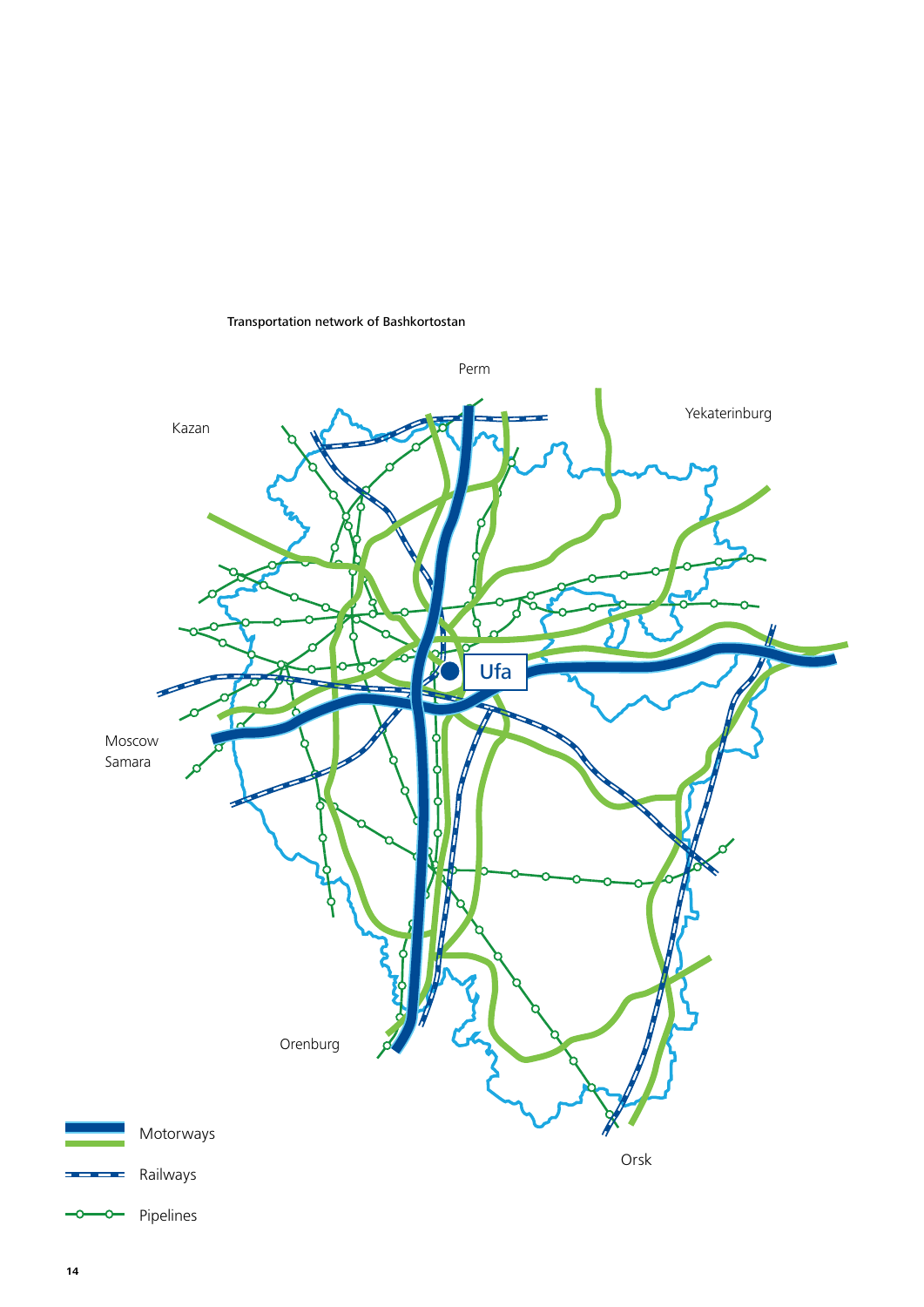Transportation network of Bashkortostan

Perm

Kazan

Yekaterinburg

Ufa

Moscow
Samara

Orenburg

Orsk

Motorways

Railways

Pipelines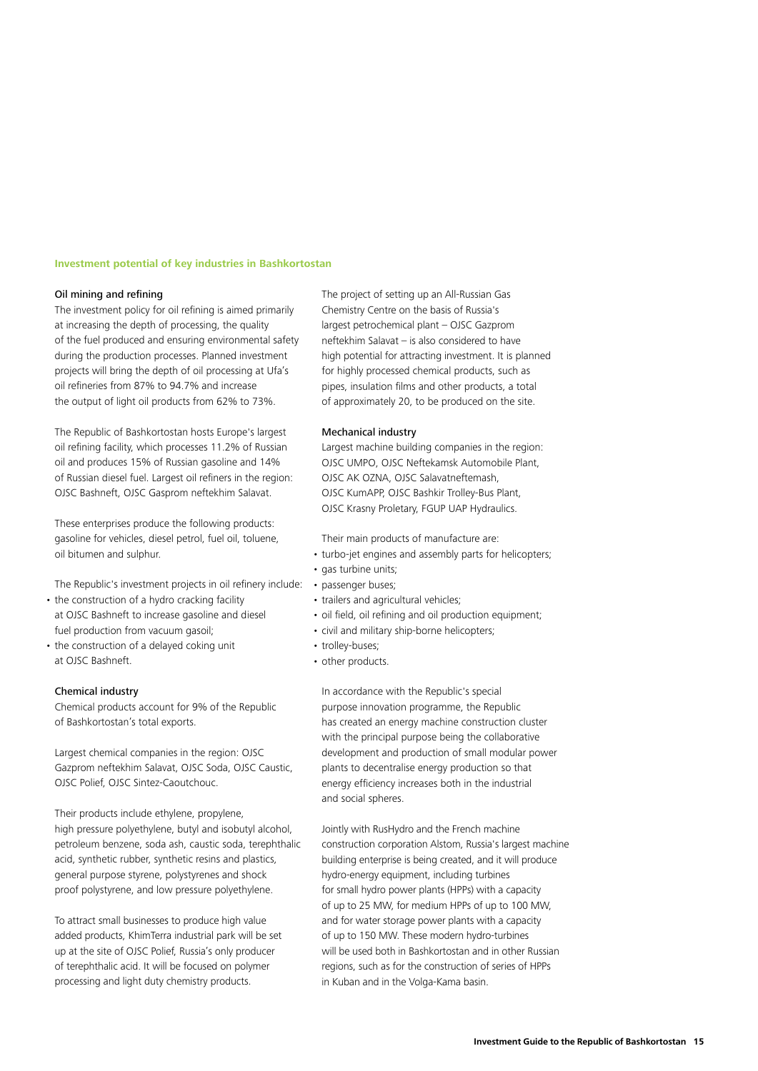## Investment potential of key industries in Bashkortostan

### Oil mining and refining

The investment policy for oil refining is aimed primarily at increasing the depth of processing, the quality of the fuel produced and ensuring environmental safety during the production processes. Planned investment projects will bring the depth of oil processing at Ufa's oil refineries from 87% to 94.7% and increase the output of light oil products from 62% to 73%.

The Republic of Bashkortostan hosts Europe's largest oil refining facility, which processes 11.2% of Russian oil and produces 15% of Russian gasoline and 14% of Russian diesel fuel. Largest oil refiners in the region: OJSC Bashneft, OJSC Gasprom neftekhim Salavat.

These enterprises produce the following products: gasoline for vehicles, diesel petrol, fuel oil, toluene, oil bitumen and sulphur.

The Republic's investment projects in oil refinery include:

- the construction of a hydro cracking facility at OJSC Bashneft to increase gasoline and diesel fuel production from vacuum gasoil;
- the construction of a delayed coking unit at OJSC Bashneft.

### Chemical industry

Chemical products account for 9% of the Republic of Bashkortostan's total exports.

Largest chemical companies in the region: OJSC Gazprom neftekhim Salavat, OJSC Soda, OJSC Caustic, OJSC Polief, OJSC Sintez-Caoutchouc.

Their products include ethylene, propylene, high pressure polyethylene, butyl and isobutyl alcohol, petroleum benzene, soda ash, caustic soda, terephthalic acid, synthetic rubber, synthetic resins and plastics, general purpose styrene, polystyrenes and shock proof polystyrene, and low pressure polyethylene.

To attract small businesses to produce high value added products, KhimTerra industrial park will be set up at the site of OJSC Polief, Russia's only producer of terephthalic acid. It will be focused on polymer processing and light duty chemistry products.

The project of setting up an All-Russian Gas Chemistry Centre on the basis of Russia's largest petrochemical plant – OJSC Gazprom neftekhim Salavat – is also considered to have high potential for attracting investment. It is planned for highly processed chemical products, such as pipes, insulation films and other products, a total of approximately 20, to be produced on the site.

### Mechanical industry

Largest machine building companies in the region: OJSC UMPO, OJSC Neftekamsk Automobile Plant, OJSC AK OZNA, OJSC Salavatneftemash, OJSC KumAPP, OJSC Bashkir Trolley-Bus Plant, OJSC Krasny Proletary, FGUP UAP Hydraulics.

Their main products of manufacture are:

- turbo-jet engines and assembly parts for helicopters;
- gas turbine units;
- passenger buses;
- trailers and agricultural vehicles;
- oil field, oil refining and oil production equipment;
- civil and military ship-borne helicopters;
- trolley-buses;
- other products.

In accordance with the Republic's special purpose innovation programme, the Republic has created an energy machine construction cluster with the principal purpose being the collaborative development and production of small modular power plants to decentralise energy production so that energy efficiency increases both in the industrial and social spheres.

Jointly with RusHydro and the French machine construction corporation Alstom, Russia's largest machine building enterprise is being created, and it will produce hydro-energy equipment, including turbines for small hydro power plants (HPPs) with a capacity of up to 25 MW, for medium HPPs of up to 100 MW, and for water storage power plants with a capacity of up to 150 MW. These modern hydro-turbines will be used both in Bashkortostan and in other Russian regions, such as for the construction of series of HPPs in Kuban and in the Volga-Kama basin.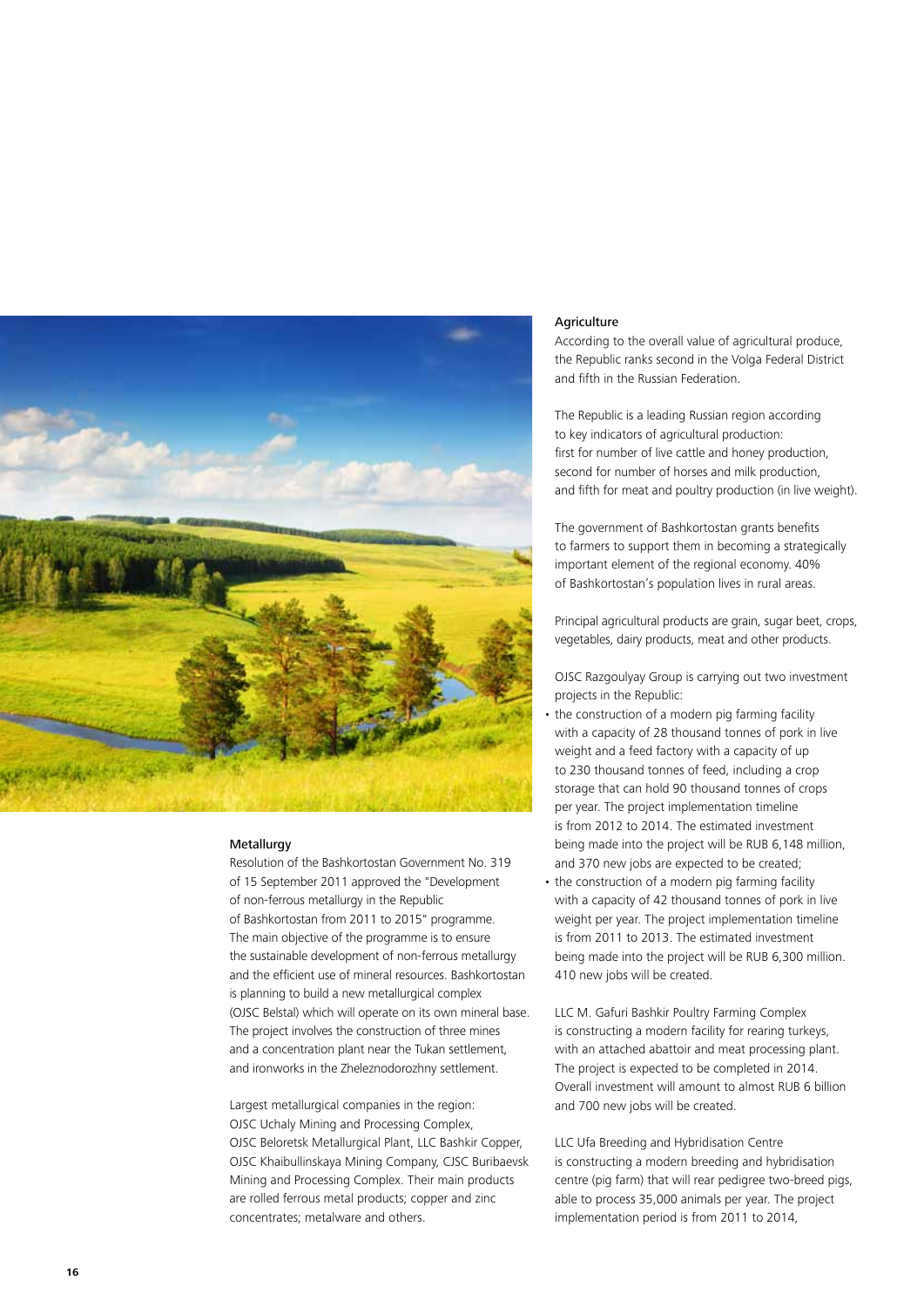## Metallurgy

Resolution of the Bashkortostan Government No. 319 of 15 September 2011 approved the "Development of non-ferrous metallurgy in the Republic of Bashkortostan from 2011 to 2015" programme. The main objective of the programme is to ensure the sustainable development of non-ferrous metallurgy and the efficient use of mineral resources. Bashkortostan is planning to build a new metallurgical complex (OJSC Belstal) which will operate on its own mineral base. The project involves the construction of three mines and a concentration plant near the Tukan settlement, and ironworks in the Zheleznodorozhny settlement.

Largest metallurgical companies in the region: OJSC Uchaly Mining and Processing Complex, OJSC Beloretsk Metallurgical Plant, LLC Bashkir Copper, OJSC Khaibullinskaya Mining Company, CJSC Buribaevsk Mining and Processing Complex. Their main products are rolled ferrous metal products; copper and zinc concentrates; metalware and others.

## Agriculture

According to the overall value of agricultural produce, the Republic ranks second in the Volga Federal District and fifth in the Russian Federation.

The Republic is a leading Russian region according to key indicators of agricultural production: first for number of live cattle and honey production, second for number of horses and milk production, and fifth for meat and poultry production (in live weight).

The government of Bashkortostan grants benefits to farmers to support them in becoming a strategically important element of the regional economy. 40% of Bashkortostan's population lives in rural areas.

Principal agricultural products are grain, sugar beet, crops, vegetables, dairy products, meat and other products.

OJSC Razgoulyay Group is carrying out two investment projects in the Republic:

- the construction of a modern pig farming facility with a capacity of 28 thousand tonnes of pork in live weight and a feed factory with a capacity of up to 230 thousand tonnes of feed, including a crop storage that can hold 90 thousand tonnes of crops per year. The project implementation timeline is from 2012 to 2014. The estimated investment being made into the project will be RUB 6,148 million, and 370 new jobs are expected to be created;
- the construction of a modern pig farming facility with a capacity of 42 thousand tonnes of pork in live weight per year. The project implementation timeline is from 2011 to 2013. The estimated investment being made into the project will be RUB 6,300 million. 410 new jobs will be created.

LLC M. Gafuri Bashkir Poultry Farming Complex is constructing a modern facility for rearing turkeys, with an attached abattoir and meat processing plant. The project is expected to be completed in 2014. Overall investment will amount to almost RUB 6 billion and 700 new jobs will be created.

LLC Ufa Breeding and Hybridisation Centre is constructing a modern breeding and hybridisation centre (pig farm) that will rear pedigree two-breed pigs, able to process 35,000 animals per year. The project implementation period is from 2011 to 2014,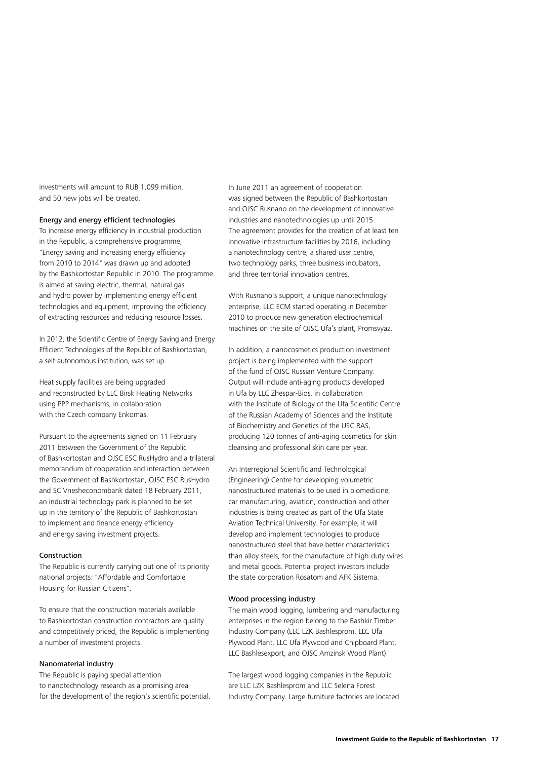investments will amount to RUB 1,099 million, and 50 new jobs will be created.

### Energy and energy efficient technologies

To increase energy efficiency in industrial production in the Republic, a comprehensive programme, "Energy saving and increasing energy efficiency from 2010 to 2014" was drawn up and adopted by the Bashkortostan Republic in 2010. The programme is aimed at saving electric, thermal, natural gas and hydro power by implementing energy efficient technologies and equipment, improving the efficiency of extracting resources and reducing resource losses.

In 2012, the Scientific Centre of Energy Saving and Energy Efficient Technologies of the Republic of Bashkortostan, a self-autonomous institution, was set up.

Heat supply facilities are being upgraded and reconstructed by LLC Birsk Heating Networks using PPP mechanisms, in collaboration with the Czech company Enkomas.

Pursuant to the agreements signed on 11 February 2011 between the Government of the Republic of Bashkortostan and OJSC ESC RusHydro and a trilateral memorandum of cooperation and interaction between the Government of Bashkortostan, OJSC ESC RusHydro and SC Vnesheconombank dated 18 February 2011, an industrial technology park is planned to be set up in the territory of the Republic of Bashkortostan to implement and finance energy efficiency and energy saving investment projects.

### Construction

The Republic is currently carrying out one of its priority national projects: "Affordable and Comfortable Housing for Russian Citizens".

To ensure that the construction materials available to Bashkortostan construction contractors are quality and competitively priced, the Republic is implementing a number of investment projects.

### Nanomaterial industry

The Republic is paying special attention to nanotechnology research as a promising area for the development of the region's scientific potential.

In June 2011 an agreement of cooperation was signed between the Republic of Bashkortostan and OJSC Rusnano on the development of innovative industries and nanotechnologies up until 2015. The agreement provides for the creation of at least ten innovative infrastructure facilities by 2016, including a nanotechnology centre, a shared user centre, two technology parks, three business incubators, and three territorial innovation centres.

With Rusnano's support, a unique nanotechnology enterprise, LLC ECM started operating in December 2010 to produce new generation electrochemical machines on the site of OJSC Ufa's plant, Promsvyaz.

In addition, a nanocosmetics production investment project is being implemented with the support of the fund of OJSC Russian Venture Company. Output will include anti-aging products developed in Ufa by LLC Zhespar-Bios, in collaboration with the Institute of Biology of the Ufa Scientific Centre of the Russian Academy of Sciences and the Institute of Biochemistry and Genetics of the USC RAS, producing 120 tonnes of anti-aging cosmetics for skin cleansing and professional skin care per year.

An Interregional Scientific and Technological (Engineering) Centre for developing volumetric nanostructured materials to be used in biomedicine, car manufacturing, aviation, construction and other industries is being created as part of the Ufa State Aviation Technical University. For example, it will develop and implement technologies to produce nanostructured steel that have better characteristics than alloy steels, for the manufacture of high-duty wires and metal goods. Potential project investors include the state corporation Rosatom and AFK Sistema.

### Wood processing industry

The main wood logging, lumbering and manufacturing enterprises in the region belong to the Bashkir Timber Industry Company (LLC LZK Bashlesprom, LLC Ufa Plywood Plant, LLC Ufa Plywood and Chipboard Plant, LLC Bashlesexport, and OJSC Amzinsk Wood Plant).

The largest wood logging companies in the Republic are LLC LZK Bashlesprom and LLC Selena Forest Industry Company. Large furniture factories are located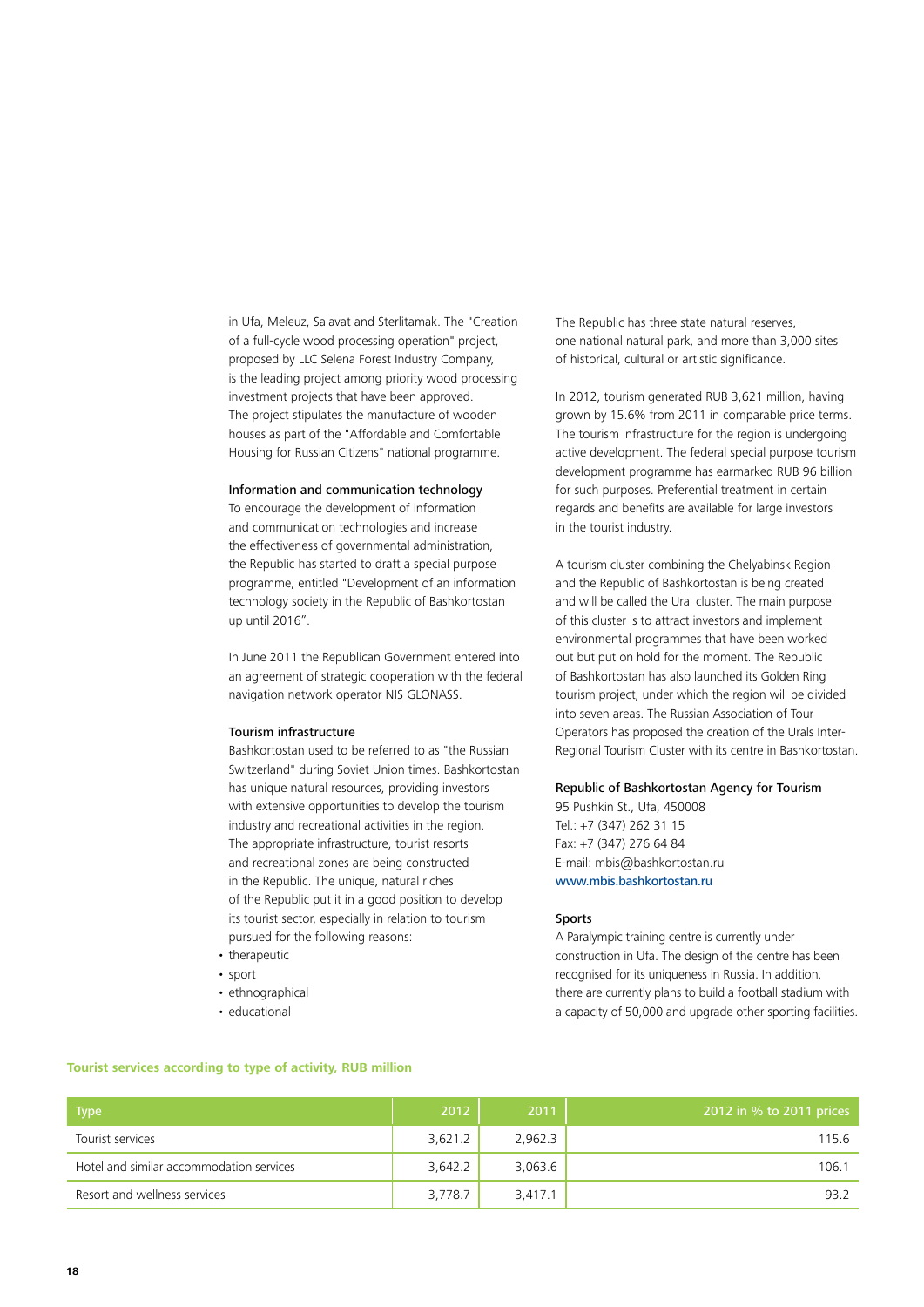in Ufa, Meleuz, Salavat and Sterlitamak. The "Creation of a full-cycle wood processing operation" project, proposed by LLC Selena Forest Industry Company, is the leading project among priority wood processing investment projects that have been approved. The project stipulates the manufacture of wooden houses as part of the "Affordable and Comfortable Housing for Russian Citizens" national programme.

### Information and communication technology

To encourage the development of information and communication technologies and increase the effectiveness of governmental administration, the Republic has started to draft a special purpose programme, entitled "Development of an information technology society in the Republic of Bashkortostan up until 2016".

In June 2011 the Republican Government entered into an agreement of strategic cooperation with the federal navigation network operator NIS GLONASS.

### Tourism infrastructure

Bashkortostan used to be referred to as "the Russian Switzerland" during Soviet Union times. Bashkortostan has unique natural resources, providing investors with extensive opportunities to develop the tourism industry and recreational activities in the region. The appropriate infrastructure, tourist resorts and recreational zones are being constructed in the Republic. The unique, natural riches of the Republic put it in a good position to develop its tourist sector, especially in relation to tourism pursued for the following reasons:

- therapeutic
- sport
- ethnographical
- educational

The Republic has three state natural reserves, one national natural park, and more than 3,000 sites of historical, cultural or artistic significance.

In 2012, tourism generated RUB 3,621 million, having grown by 15.6% from 2011 in comparable price terms. The tourism infrastructure for the region is undergoing active development. The federal special purpose tourism development programme has earmarked RUB 96 billion for such purposes. Preferential treatment in certain regards and benefits are available for large investors in the tourist industry.

A tourism cluster combining the Chelyabinsk Region and the Republic of Bashkortostan is being created and will be called the Ural cluster. The main purpose of this cluster is to attract investors and implement environmental programmes that have been worked out but put on hold for the moment. The Republic of Bashkortostan has also launched its Golden Ring tourism project, under which the region will be divided into seven areas. The Russian Association of Tour Operators has proposed the creation of the Urals Inter-Regional Tourism Cluster with its centre in Bashkortostan.

### Republic of Bashkortostan Agency for Tourism

95 Pushkin St., Ufa, 450008
Tel.: +7 (347) 262 31 15
Fax: +7 (347) 276 64 84
E-mail: mbis@bashkortostan.ru
www.mbis.bashkortostan.ru

### Sports

A Paralympic training centre is currently under construction in Ufa. The design of the centre has been recognised for its uniqueness in Russia. In addition, there are currently plans to build a football stadium with a capacity of 50,000 and upgrade other sporting facilities.

**Tourist services according to type of activity, RUB million**

| Type | 2012 | 2011 | 2012 in % to 2011 prices |
|---|---|---|---|
| Tourist services | 3,621.2 | 2,962.3 | 115.6 |
| Hotel and similar accommodation services | 3,642.2 | 3,063.6 | 106.1 |
| Resort and wellness services | 3,778.7 | 3,417.1 | 93.2 |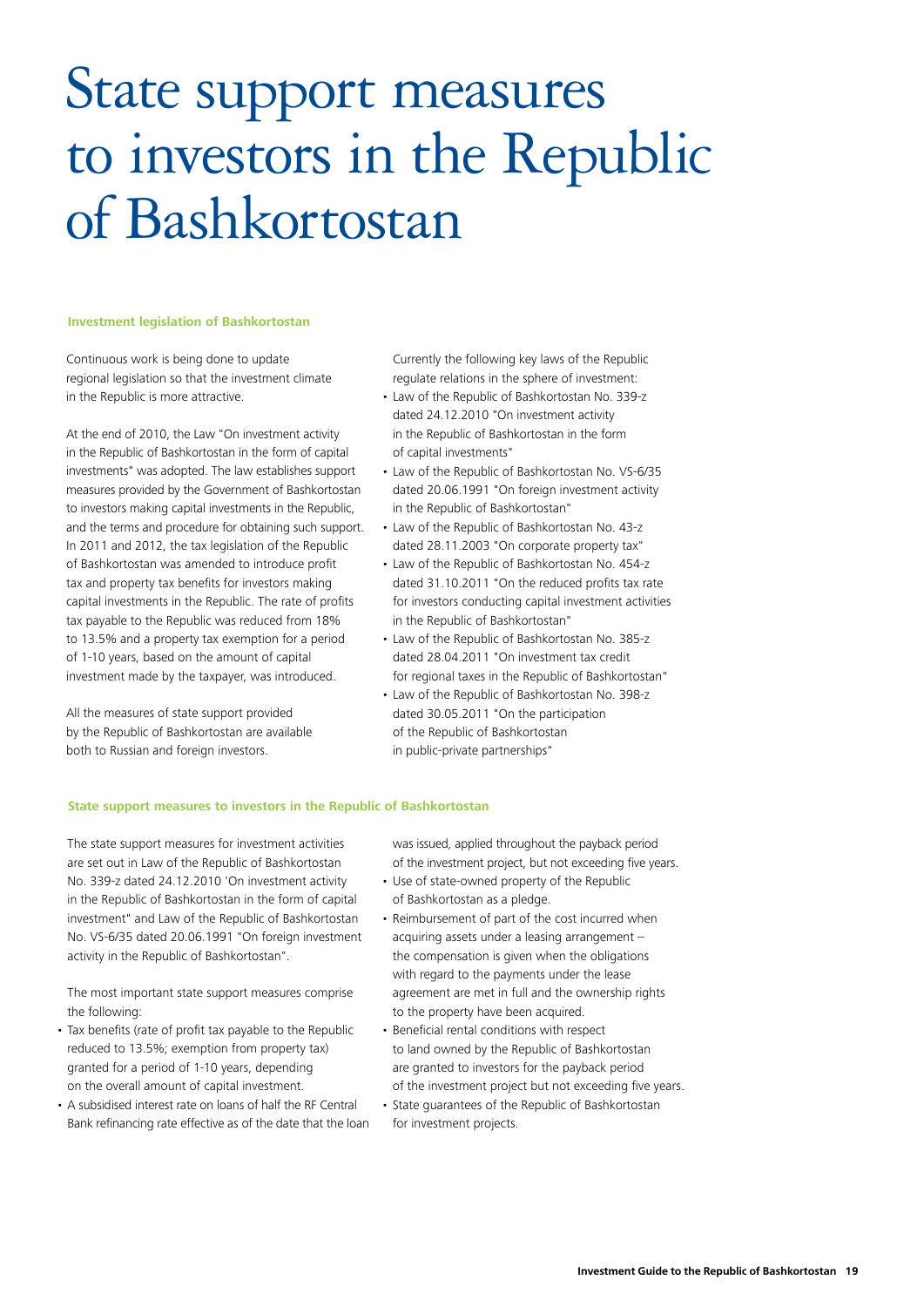# State support measures to investors in the Republic of Bashkortostan

### Investment legislation of Bashkortostan

Continuous work is being done to update regional legislation so that the investment climate in the Republic is more attractive.

At the end of 2010, the Law "On investment activity in the Republic of Bashkortostan in the form of capital investments" was adopted. The law establishes support measures provided by the Government of Bashkortostan to investors making capital investments in the Republic, and the terms and procedure for obtaining such support. In 2011 and 2012, the tax legislation of the Republic of Bashkortostan was amended to introduce profit tax and property tax benefits for investors making capital investments in the Republic. The rate of profits tax payable to the Republic was reduced from 18% to 13.5% and a property tax exemption for a period of 1-10 years, based on the amount of capital investment made by the taxpayer, was introduced.

All the measures of state support provided by the Republic of Bashkortostan are available both to Russian and foreign investors.

Currently the following key laws of the Republic regulate relations in the sphere of investment:

- Law of the Republic of Bashkortostan No. 339-z dated 24.12.2010 "On investment activity in the Republic of Bashkortostan in the form of capital investments"
- Law of the Republic of Bashkortostan No. VS-6/35 dated 20.06.1991 "On foreign investment activity in the Republic of Bashkortostan"
- Law of the Republic of Bashkortostan No. 43-z dated 28.11.2003 "On corporate property tax"
- Law of the Republic of Bashkortostan No. 454-z dated 31.10.2011 "On the reduced profits tax rate for investors conducting capital investment activities in the Republic of Bashkortostan"
- Law of the Republic of Bashkortostan No. 385-z dated 28.04.2011 "On investment tax credit for regional taxes in the Republic of Bashkortostan"
- Law of the Republic of Bashkortostan No. 398-z dated 30.05.2011 "On the participation of the Republic of Bashkortostan in public-private partnerships"

### State support measures to investors in the Republic of Bashkortostan

The state support measures for investment activities are set out in Law of the Republic of Bashkortostan No. 339-z dated 24.12.2010 'On investment activity in the Republic of Bashkortostan in the form of capital investment" and Law of the Republic of Bashkortostan No. VS-6/35 dated 20.06.1991 "On foreign investment activity in the Republic of Bashkortostan".

The most important state support measures comprise the following:

- Tax benefits (rate of profit tax payable to the Republic reduced to 13.5%; exemption from property tax) granted for a period of 1-10 years, depending on the overall amount of capital investment.
- A subsidised interest rate on loans of half the RF Central Bank refinancing rate effective as of the date that the loan was issued, applied throughout the payback period of the investment project, but not exceeding five years.
- Use of state-owned property of the Republic of Bashkortostan as a pledge.
- Reimbursement of part of the cost incurred when acquiring assets under a leasing arrangement – the compensation is given when the obligations with regard to the payments under the lease agreement are met in full and the ownership rights to the property have been acquired.
- Beneficial rental conditions with respect to land owned by the Republic of Bashkortostan are granted to investors for the payback period of the investment project but not exceeding five years.
- State guarantees of the Republic of Bashkortostan for investment projects.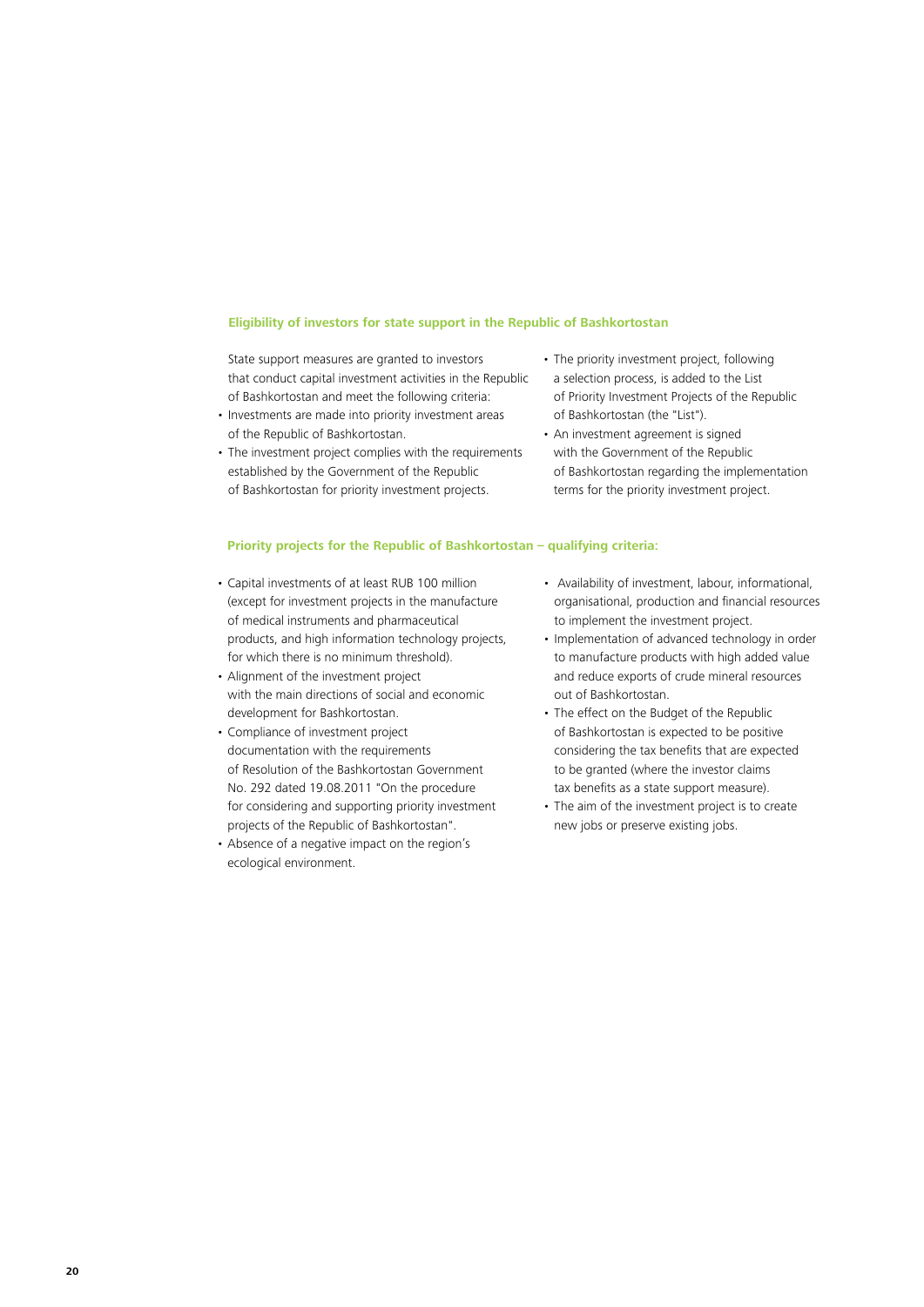### Eligibility of investors for state support in the Republic of Bashkortostan

State support measures are granted to investors that conduct capital investment activities in the Republic of Bashkortostan and meet the following criteria:

- Investments are made into priority investment areas of the Republic of Bashkortostan.
- The investment project complies with the requirements established by the Government of the Republic of Bashkortostan for priority investment projects.
- The priority investment project, following a selection process, is added to the List of Priority Investment Projects of the Republic of Bashkortostan (the "List").
- An investment agreement is signed with the Government of the Republic of Bashkortostan regarding the implementation terms for the priority investment project.

### Priority projects for the Republic of Bashkortostan – qualifying criteria:

- Capital investments of at least RUB 100 million (except for investment projects in the manufacture of medical instruments and pharmaceutical products, and high information technology projects, for which there is no minimum threshold).
- Alignment of the investment project with the main directions of social and economic development for Bashkortostan.
- Compliance of investment project documentation with the requirements of Resolution of the Bashkortostan Government No. 292 dated 19.08.2011 "On the procedure for considering and supporting priority investment projects of the Republic of Bashkortostan".
- Absence of a negative impact on the region's ecological environment.
- Availability of investment, labour, informational, organisational, production and financial resources to implement the investment project.
- Implementation of advanced technology in order to manufacture products with high added value and reduce exports of crude mineral resources out of Bashkortostan.
- The effect on the Budget of the Republic of Bashkortostan is expected to be positive considering the tax benefits that are expected to be granted (where the investor claims tax benefits as a state support measure).
- The aim of the investment project is to create new jobs or preserve existing jobs.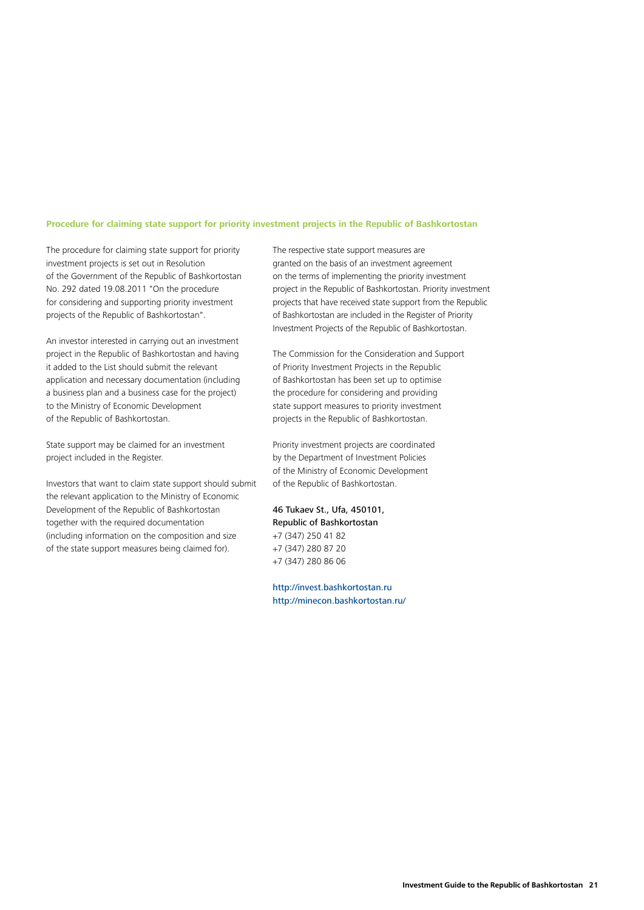### Procedure for claiming state support for priority investment projects in the Republic of Bashkortostan

The procedure for claiming state support for priority investment projects is set out in Resolution of the Government of the Republic of Bashkortostan No. 292 dated 19.08.2011 "On the procedure for considering and supporting priority investment projects of the Republic of Bashkortostan".

An investor interested in carrying out an investment project in the Republic of Bashkortostan and having it added to the List should submit the relevant application and necessary documentation (including a business plan and a business case for the project) to the Ministry of Economic Development of the Republic of Bashkortostan.

State support may be claimed for an investment project included in the Register.

Investors that want to claim state support should submit the relevant application to the Ministry of Economic Development of the Republic of Bashkortostan together with the required documentation (including information on the composition and size of the state support measures being claimed for).

The respective state support measures are granted on the basis of an investment agreement on the terms of implementing the priority investment project in the Republic of Bashkortostan. Priority investment projects that have received state support from the Republic of Bashkortostan are included in the Register of Priority Investment Projects of the Republic of Bashkortostan.

The Commission for the Consideration and Support of Priority Investment Projects in the Republic of Bashkortostan has been set up to optimise the procedure for considering and providing state support measures to priority investment projects in the Republic of Bashkortostan.

Priority investment projects are coordinated by the Department of Investment Policies of the Ministry of Economic Development of the Republic of Bashkortostan.

46 Tukaev St., Ufa, 450101,
Republic of Bashkortostan
+7 (347) 250 41 82
+7 (347) 280 87 20
+7 (347) 280 86 06

http://invest.bashkortostan.ru
http://minecon.bashkortostan.ru/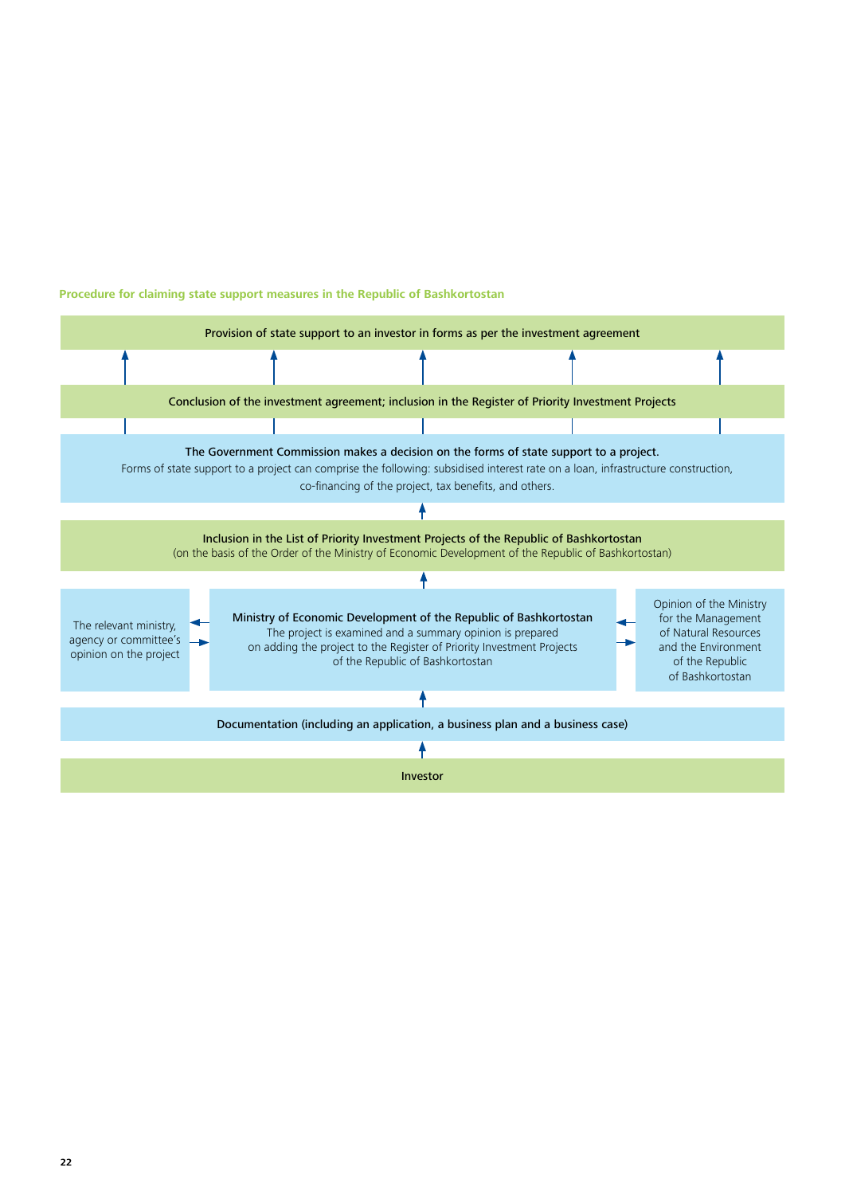**Procedure for claiming state support measures in the Republic of Bashkortostan**

**Provision of state support to an investor in forms as per the investment agreement**

↑

**Conclusion of the investment agreement; inclusion in the Register of Priority Investment Projects**

↑

**The Government Commission makes a decision on the forms of state support to a project.**
Forms of state support to a project can comprise the following: subsidised interest rate on a loan, infrastructure construction, co-financing of the project, tax benefits, and others.

↑

**Inclusion in the List of Priority Investment Projects of the Republic of Bashkortostan**
(on the basis of the Order of the Ministry of Economic Development of the Republic of Bashkortostan)

↑

The relevant ministry, agency or committee's opinion on the project ⇄ **Ministry of Economic Development of the Republic of Bashkortostan** The project is examined and a summary opinion is prepared on adding the project to the Register of Priority Investment Projects of the Republic of Bashkortostan ⇄ Opinion of the Ministry for the Management of Natural Resources and the Environment of the Republic of Bashkortostan

↑

**Documentation (including an application, a business plan and a business case)**

↑

**Investor**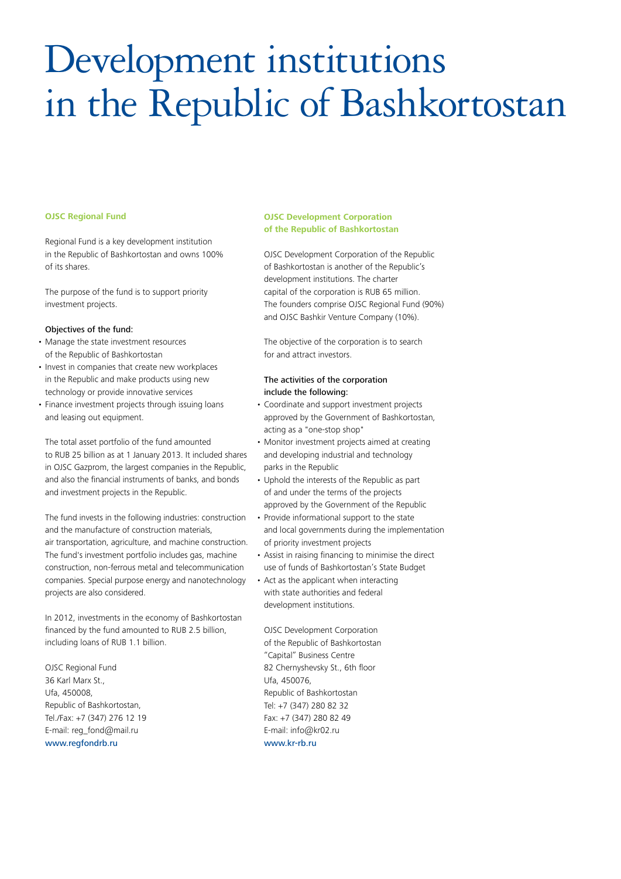# Development institutions in the Republic of Bashkortostan

### OJSC Regional Fund

Regional Fund is a key development institution in the Republic of Bashkortostan and owns 100% of its shares.

The purpose of the fund is to support priority investment projects.

Objectives of the fund:

- Manage the state investment resources of the Republic of Bashkortostan
- Invest in companies that create new workplaces in the Republic and make products using new technology or provide innovative services
- Finance investment projects through issuing loans and leasing out equipment.

The total asset portfolio of the fund amounted to RUB 25 billion as at 1 January 2013. It included shares in OJSC Gazprom, the largest companies in the Republic, and also the financial instruments of banks, and bonds and investment projects in the Republic.

The fund invests in the following industries: construction and the manufacture of construction materials, air transportation, agriculture, and machine construction. The fund's investment portfolio includes gas, machine construction, non-ferrous metal and telecommunication companies. Special purpose energy and nanotechnology projects are also considered.

In 2012, investments in the economy of Bashkortostan financed by the fund amounted to RUB 2.5 billion, including loans of RUB 1.1 billion.

OJSC Regional Fund
36 Karl Marx St.,
Ufa, 450008,
Republic of Bashkortostan,
Tel./Fax: +7 (347) 276 12 19
E-mail: reg_fond@mail.ru
www.regfondrb.ru

### OJSC Development Corporation of the Republic of Bashkortostan

OJSC Development Corporation of the Republic of Bashkortostan is another of the Republic's development institutions. The charter capital of the corporation is RUB 65 million. The founders comprise OJSC Regional Fund (90%) and OJSC Bashkir Venture Company (10%).

The objective of the corporation is to search for and attract investors.

The activities of the corporation include the following:

- Coordinate and support investment projects approved by the Government of Bashkortostan, acting as a "one-stop shop"
- Monitor investment projects aimed at creating and developing industrial and technology parks in the Republic
- Uphold the interests of the Republic as part of and under the terms of the projects approved by the Government of the Republic
- Provide informational support to the state and local governments during the implementation of priority investment projects
- Assist in raising financing to minimise the direct use of funds of Bashkortostan's State Budget
- Act as the applicant when interacting with state authorities and federal development institutions.

OJSC Development Corporation of the Republic of Bashkortostan
"Capital" Business Centre
82 Chernyshevsky St., 6th floor
Ufa, 450076,
Republic of Bashkortostan
Tel: +7 (347) 280 82 32
Fax: +7 (347) 280 82 49
E-mail: info@kr02.ru
www.kr-rb.ru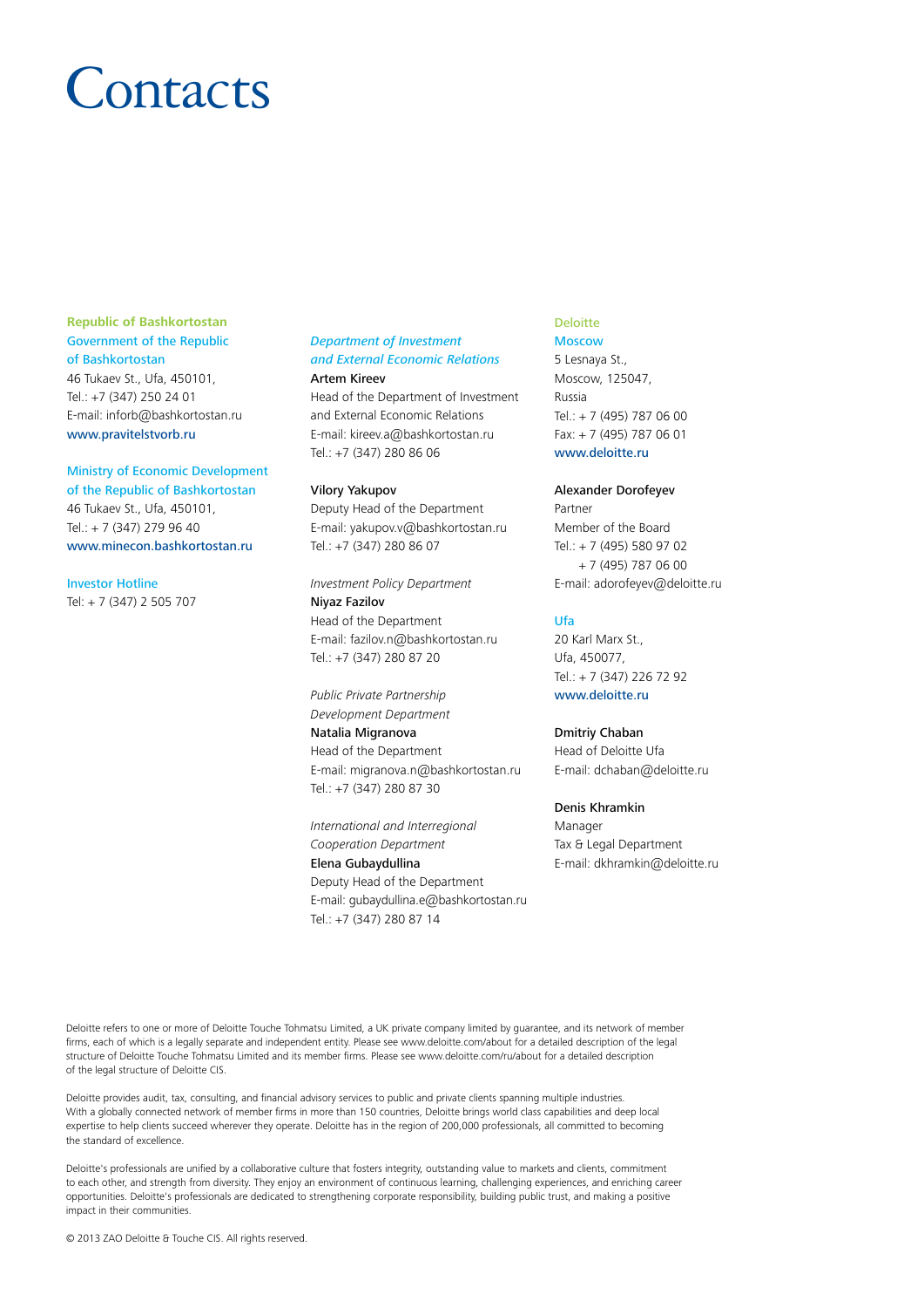# Contacts

**Republic of Bashkortostan**
**Government of the Republic of Bashkortostan**
46 Tukaev St., Ufa, 450101,
Tel.: +7 (347) 250 24 01
E-mail: inforb@bashkortostan.ru
www.pravitelstvorb.ru

**Ministry of Economic Development of the Republic of Bashkortostan**
46 Tukaev St., Ufa, 450101,
Tel.: + 7 (347) 279 96 40
www.minecon.bashkortostan.ru

**Investor Hotline**
Tel: + 7 (347) 2 505 707

*Department of Investment and External Economic Relations*
**Artem Kireev**
Head of the Department of Investment and External Economic Relations
E-mail: kireev.a@bashkortostan.ru
Tel.: +7 (347) 280 86 06

**Vilory Yakupov**
Deputy Head of the Department
E-mail: yakupov.v@bashkortostan.ru
Tel.: +7 (347) 280 86 07

*Investment Policy Department*
**Niyaz Fazilov**
Head of the Department
E-mail: fazilov.n@bashkortostan.ru
Tel.: +7 (347) 280 87 20

*Public Private Partnership Development Department*
**Natalia Migranova**
Head of the Department
E-mail: migranova.n@bashkortostan.ru
Tel.: +7 (347) 280 87 30

*International and Interregional Cooperation Department*
**Elena Gubaydullina**
Deputy Head of the Department
E-mail: gubaydullina.e@bashkortostan.ru
Tel.: +7 (347) 280 87 14

**Deloitte**
**Moscow**
5 Lesnaya St.,
Moscow, 125047,
Russia
Tel.: + 7 (495) 787 06 00
Fax: + 7 (495) 787 06 01
www.deloitte.ru

**Alexander Dorofeyev**
Partner
Member of the Board
Tel.: + 7 (495) 580 97 02
+ 7 (495) 787 06 00
E-mail: adorofeyev@deloitte.ru

**Ufa**
20 Karl Marx St.,
Ufa, 450077,
Tel.: + 7 (347) 226 72 92
www.deloitte.ru

**Dmitriy Chaban**
Head of Deloitte Ufa
E-mail: dchaban@deloitte.ru

**Denis Khramkin**
Manager
Tax & Legal Department
E-mail: dkhramkin@deloitte.ru

Deloitte refers to one or more of Deloitte Touche Tohmatsu Limited, a UK private company limited by guarantee, and its network of member firms, each of which is a legally separate and independent entity. Please see www.deloitte.com/about for a detailed description of the legal structure of Deloitte Touche Tohmatsu Limited and its member firms. Please see www.deloitte.com/ru/about for a detailed description of the legal structure of Deloitte CIS.

Deloitte provides audit, tax, consulting, and financial advisory services to public and private clients spanning multiple industries. With a globally connected network of member firms in more than 150 countries, Deloitte brings world class capabilities and deep local expertise to help clients succeed wherever they operate. Deloitte has in the region of 200,000 professionals, all committed to becoming the standard of excellence.

Deloitte's professionals are unified by a collaborative culture that fosters integrity, outstanding value to markets and clients, commitment to each other, and strength from diversity. They enjoy an environment of continuous learning, challenging experiences, and enriching career opportunities. Deloitte's professionals are dedicated to strengthening corporate responsibility, building public trust, and making a positive impact in their communities.

© 2013 ZAO Deloitte & Touche CIS. All rights reserved.